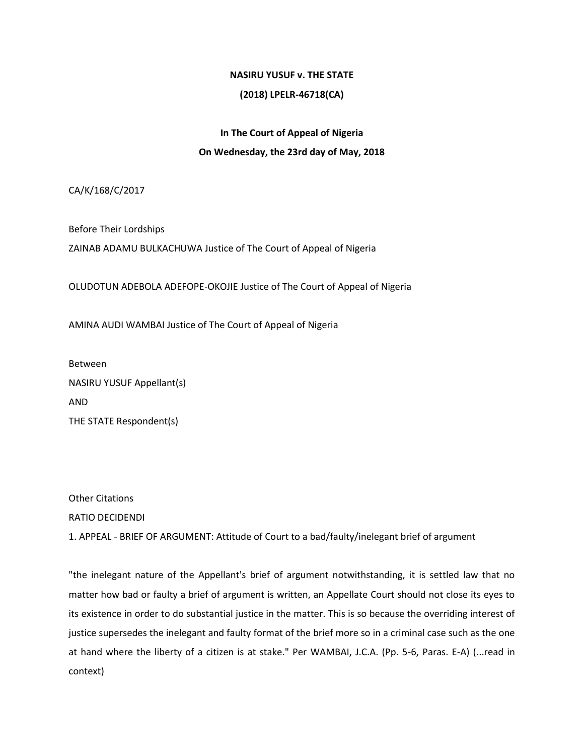**NASIRU YUSUF v. THE STATE**

**(2018) LPELR-46718(CA)**

**In The Court of Appeal of Nigeria**

**On Wednesday, the 23rd day of May, 2018**

CA/K/168/C/2017

Before Their Lordships

ZAINAB ADAMU BULKACHUWA Justice of The Court of Appeal of Nigeria

OLUDOTUN ADEBOLA ADEFOPE-OKOJIE Justice of The Court of Appeal of Nigeria

AMINA AUDI WAMBAI Justice of The Court of Appeal of Nigeria

Between

NASIRU YUSUF Appellant(s)

AND

THE STATE Respondent(s)

Other Citations

RATIO DECIDENDI

1. APPEAL - BRIEF OF ARGUMENT: Attitude of Court to a bad/faulty/inelegant brief of argument

"the inelegant nature of the Appellant's brief of argument notwithstanding, it is settled law that no matter how bad or faulty a brief of argument is written, an Appellate Court should not close its eyes to its existence in order to do substantial justice in the matter. This is so because the overriding interest of justice supersedes the inelegant and faulty format of the brief more so in a criminal case such as the one at hand where the liberty of a citizen is at stake." Per WAMBAI, J.C.A. (Pp. 5-6, Paras. E-A) (...read in context)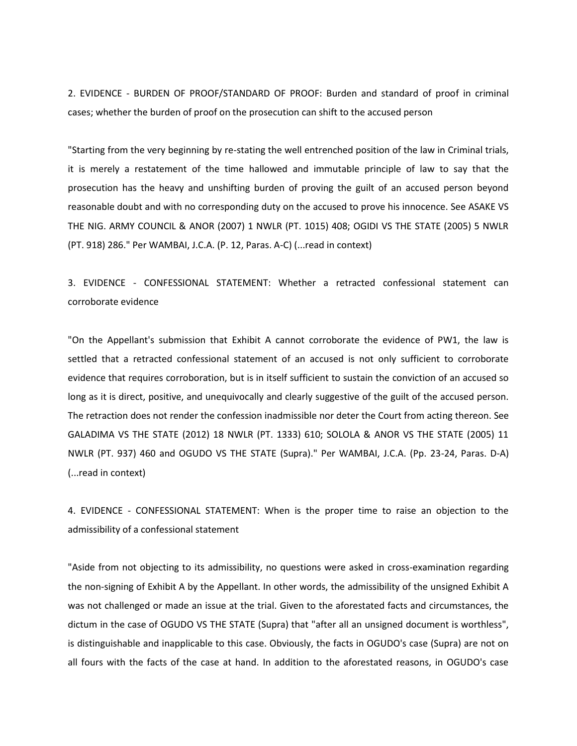2. EVIDENCE - BURDEN OF PROOF/STANDARD OF PROOF: Burden and standard of proof in criminal cases; whether the burden of proof on the prosecution can shift to the accused person

"Starting from the very beginning by re-stating the well entrenched position of the law in Criminal trials, it is merely a restatement of the time hallowed and immutable principle of law to say that the prosecution has the heavy and unshifting burden of proving the guilt of an accused person beyond reasonable doubt and with no corresponding duty on the accused to prove his innocence. See ASAKE VS THE NIG. ARMY COUNCIL & ANOR (2007) 1 NWLR (PT. 1015) 408; OGIDI VS THE STATE (2005) 5 NWLR (PT. 918) 286." Per WAMBAI, J.C.A. (P. 12, Paras. A-C) (...read in context)

3. EVIDENCE - CONFESSIONAL STATEMENT: Whether a retracted confessional statement can corroborate evidence

"On the Appellant's submission that Exhibit A cannot corroborate the evidence of PW1, the law is settled that a retracted confessional statement of an accused is not only sufficient to corroborate evidence that requires corroboration, but is in itself sufficient to sustain the conviction of an accused so long as it is direct, positive, and unequivocally and clearly suggestive of the guilt of the accused person. The retraction does not render the confession inadmissible nor deter the Court from acting thereon. See GALADIMA VS THE STATE (2012) 18 NWLR (PT. 1333) 610; SOLOLA & ANOR VS THE STATE (2005) 11 NWLR (PT. 937) 460 and OGUDO VS THE STATE (Supra)." Per WAMBAI, J.C.A. (Pp. 23-24, Paras. D-A) (...read in context)

4. EVIDENCE - CONFESSIONAL STATEMENT: When is the proper time to raise an objection to the admissibility of a confessional statement

"Aside from not objecting to its admissibility, no questions were asked in cross-examination regarding the non-signing of Exhibit A by the Appellant. In other words, the admissibility of the unsigned Exhibit A was not challenged or made an issue at the trial. Given to the aforestated facts and circumstances, the dictum in the case of OGUDO VS THE STATE (Supra) that "after all an unsigned document is worthless", is distinguishable and inapplicable to this case. Obviously, the facts in OGUDO's case (Supra) are not on all fours with the facts of the case at hand. In addition to the aforestated reasons, in OGUDO's case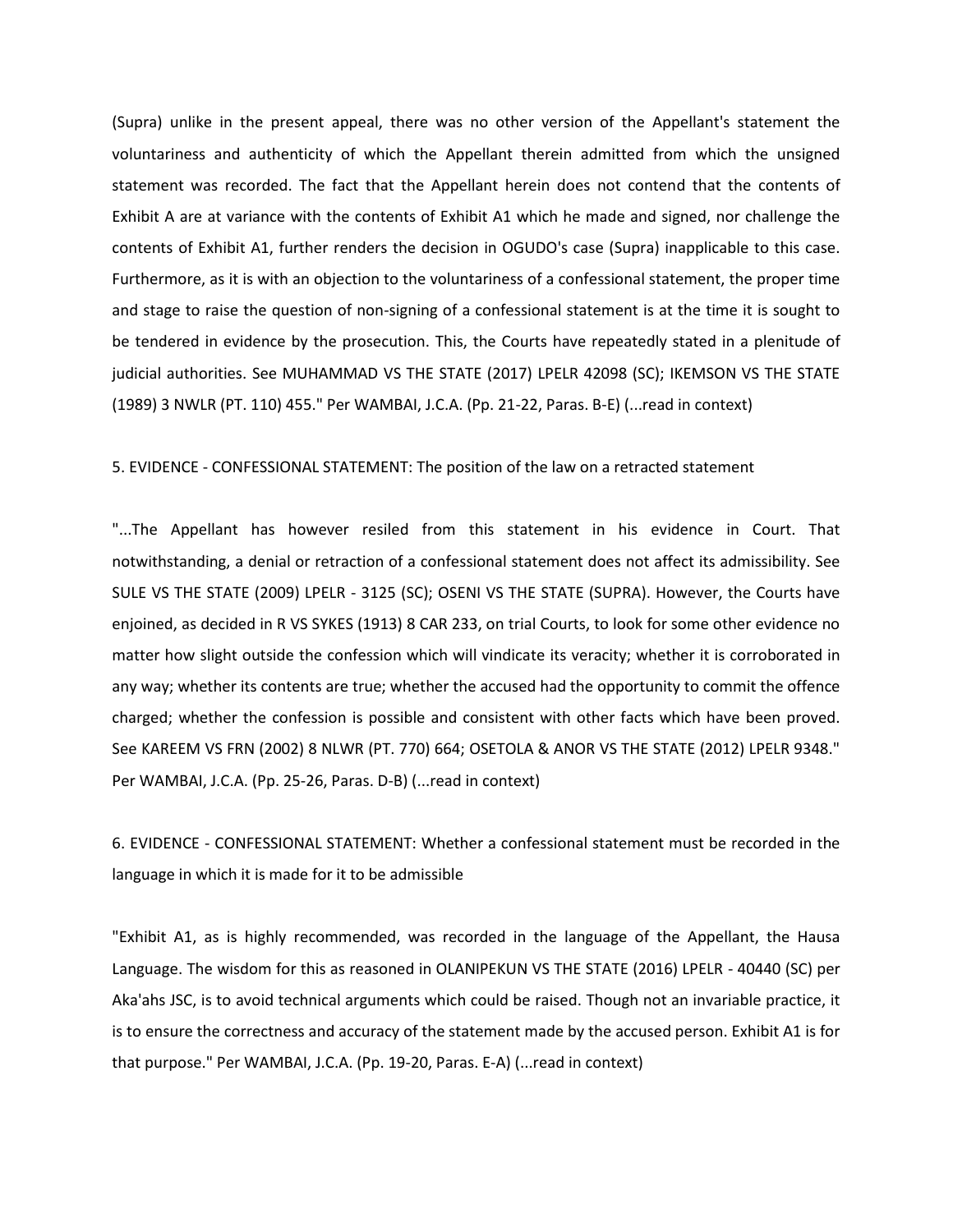(Supra) unlike in the present appeal, there was no other version of the Appellant's statement the voluntariness and authenticity of which the Appellant therein admitted from which the unsigned statement was recorded. The fact that the Appellant herein does not contend that the contents of Exhibit A are at variance with the contents of Exhibit A1 which he made and signed, nor challenge the contents of Exhibit A1, further renders the decision in OGUDO's case (Supra) inapplicable to this case. Furthermore, as it is with an objection to the voluntariness of a confessional statement, the proper time and stage to raise the question of non-signing of a confessional statement is at the time it is sought to be tendered in evidence by the prosecution. This, the Courts have repeatedly stated in a plenitude of judicial authorities. See MUHAMMAD VS THE STATE (2017) LPELR 42098 (SC); IKEMSON VS THE STATE (1989) 3 NWLR (PT. 110) 455." Per WAMBAI, J.C.A. (Pp. 21-22, Paras. B-E) (...read in context)

5. EVIDENCE - CONFESSIONAL STATEMENT: The position of the law on a retracted statement

"...The Appellant has however resiled from this statement in his evidence in Court. That notwithstanding, a denial or retraction of a confessional statement does not affect its admissibility. See SULE VS THE STATE (2009) LPELR - 3125 (SC); OSENI VS THE STATE (SUPRA). However, the Courts have enjoined, as decided in R VS SYKES (1913) 8 CAR 233, on trial Courts, to look for some other evidence no matter how slight outside the confession which will vindicate its veracity; whether it is corroborated in any way; whether its contents are true; whether the accused had the opportunity to commit the offence charged; whether the confession is possible and consistent with other facts which have been proved. See KAREEM VS FRN (2002) 8 NLWR (PT. 770) 664; OSETOLA & ANOR VS THE STATE (2012) LPELR 9348." Per WAMBAI, J.C.A. (Pp. 25-26, Paras. D-B) (...read in context)

6. EVIDENCE - CONFESSIONAL STATEMENT: Whether a confessional statement must be recorded in the language in which it is made for it to be admissible

"Exhibit A1, as is highly recommended, was recorded in the language of the Appellant, the Hausa Language. The wisdom for this as reasoned in OLANIPEKUN VS THE STATE (2016) LPELR - 40440 (SC) per Aka'ahs JSC, is to avoid technical arguments which could be raised. Though not an invariable practice, it is to ensure the correctness and accuracy of the statement made by the accused person. Exhibit A1 is for that purpose." Per WAMBAI, J.C.A. (Pp. 19-20, Paras. E-A) (...read in context)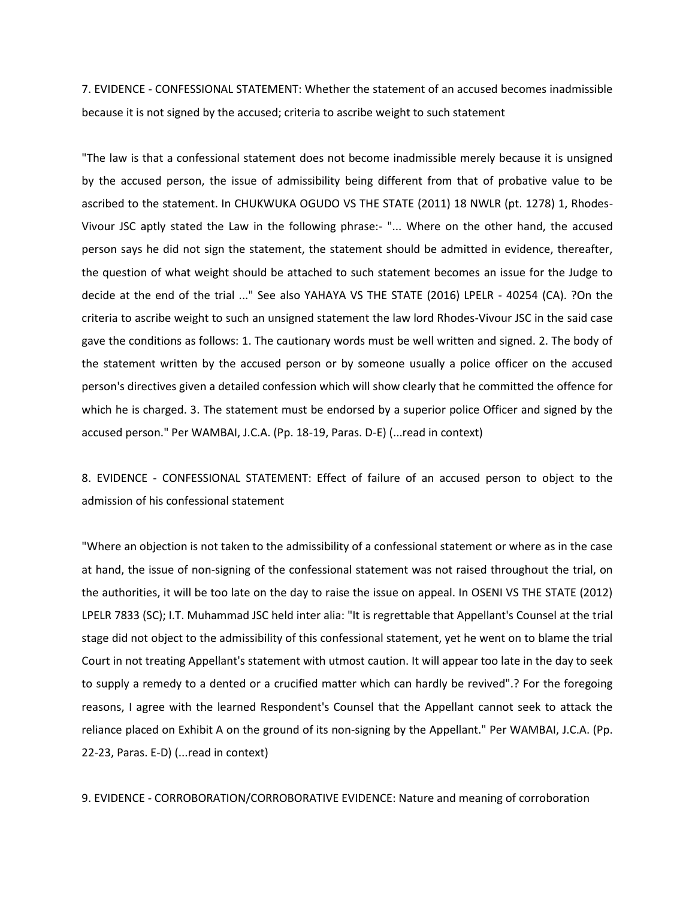7. EVIDENCE - CONFESSIONAL STATEMENT: Whether the statement of an accused becomes inadmissible because it is not signed by the accused; criteria to ascribe weight to such statement

"The law is that a confessional statement does not become inadmissible merely because it is unsigned by the accused person, the issue of admissibility being different from that of probative value to be ascribed to the statement. In CHUKWUKA OGUDO VS THE STATE (2011) 18 NWLR (pt. 1278) 1, Rhodes-Vivour JSC aptly stated the Law in the following phrase:- "... Where on the other hand, the accused person says he did not sign the statement, the statement should be admitted in evidence, thereafter, the question of what weight should be attached to such statement becomes an issue for the Judge to decide at the end of the trial ..." See also YAHAYA VS THE STATE (2016) LPELR - 40254 (CA). ?On the criteria to ascribe weight to such an unsigned statement the law lord Rhodes-Vivour JSC in the said case gave the conditions as follows: 1. The cautionary words must be well written and signed. 2. The body of the statement written by the accused person or by someone usually a police officer on the accused person's directives given a detailed confession which will show clearly that he committed the offence for which he is charged. 3. The statement must be endorsed by a superior police Officer and signed by the accused person." Per WAMBAI, J.C.A. (Pp. 18-19, Paras. D-E) (...read in context)

8. EVIDENCE - CONFESSIONAL STATEMENT: Effect of failure of an accused person to object to the admission of his confessional statement

"Where an objection is not taken to the admissibility of a confessional statement or where as in the case at hand, the issue of non-signing of the confessional statement was not raised throughout the trial, on the authorities, it will be too late on the day to raise the issue on appeal. In OSENI VS THE STATE (2012) LPELR 7833 (SC); I.T. Muhammad JSC held inter alia: "It is regrettable that Appellant's Counsel at the trial stage did not object to the admissibility of this confessional statement, yet he went on to blame the trial Court in not treating Appellant's statement with utmost caution. It will appear too late in the day to seek to supply a remedy to a dented or a crucified matter which can hardly be revived".? For the foregoing reasons, I agree with the learned Respondent's Counsel that the Appellant cannot seek to attack the reliance placed on Exhibit A on the ground of its non-signing by the Appellant." Per WAMBAI, J.C.A. (Pp. 22-23, Paras. E-D) (...read in context)

9. EVIDENCE - CORROBORATION/CORROBORATIVE EVIDENCE: Nature and meaning of corroboration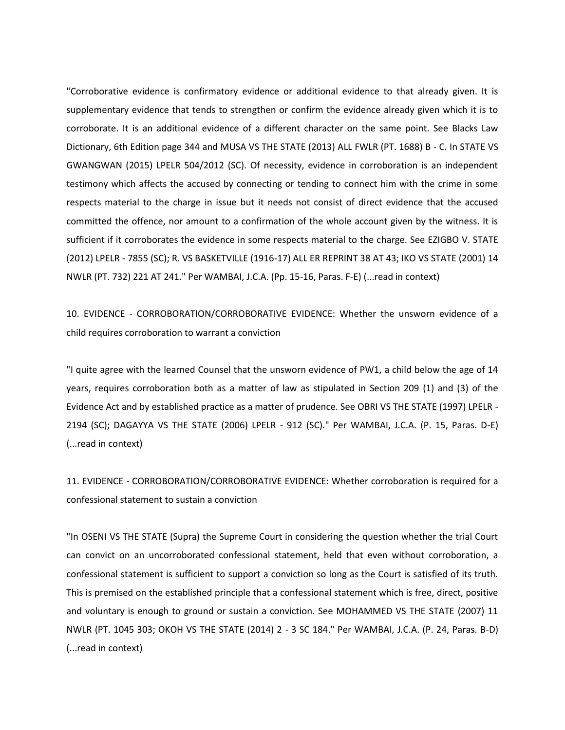"Corroborative evidence is confirmatory evidence or additional evidence to that already given. It is supplementary evidence that tends to strengthen or confirm the evidence already given which it is to corroborate. It is an additional evidence of a different character on the same point. See Blacks Law Dictionary, 6th Edition page 344 and MUSA VS THE STATE (2013) ALL FWLR (PT. 1688) B - C. In STATE VS GWANGWAN (2015) LPELR 504/2012 (SC). Of necessity, evidence in corroboration is an independent testimony which affects the accused by connecting or tending to connect him with the crime in some respects material to the charge in issue but it needs not consist of direct evidence that the accused committed the offence, nor amount to a confirmation of the whole account given by the witness. It is sufficient if it corroborates the evidence in some respects material to the charge. See EZIGBO V. STATE (2012) LPELR - 7855 (SC); R. VS BASKETVILLE (1916-17) ALL ER REPRINT 38 AT 43; IKO VS STATE (2001) 14 NWLR (PT. 732) 221 AT 241." Per WAMBAI, J.C.A. (Pp. 15-16, Paras. F-E) (...read in context)

10. EVIDENCE - CORROBORATION/CORROBORATIVE EVIDENCE: Whether the unsworn evidence of a child requires corroboration to warrant a conviction

"I quite agree with the learned Counsel that the unsworn evidence of PW1, a child below the age of 14 years, requires corroboration both as a matter of law as stipulated in Section 209 (1) and (3) of the Evidence Act and by established practice as a matter of prudence. See OBRI VS THE STATE (1997) LPELR - 2194 (SC); DAGAYYA VS THE STATE (2006) LPELR - 912 (SC)." Per WAMBAI, J.C.A. (P. 15, Paras. D-E) (...read in context)

11. EVIDENCE - CORROBORATION/CORROBORATIVE EVIDENCE: Whether corroboration is required for a confessional statement to sustain a conviction

"In OSENI VS THE STATE (Supra) the Supreme Court in considering the question whether the trial Court can convict on an uncorroborated confessional statement, held that even without corroboration, a confessional statement is sufficient to support a conviction so long as the Court is satisfied of its truth. This is premised on the established principle that a confessional statement which is free, direct, positive and voluntary is enough to ground or sustain a conviction. See MOHAMMED VS THE STATE (2007) 11 NWLR (PT. 1045 303; OKOH VS THE STATE (2014) 2 - 3 SC 184." Per WAMBAI, J.C.A. (P. 24, Paras. B-D) (...read in context)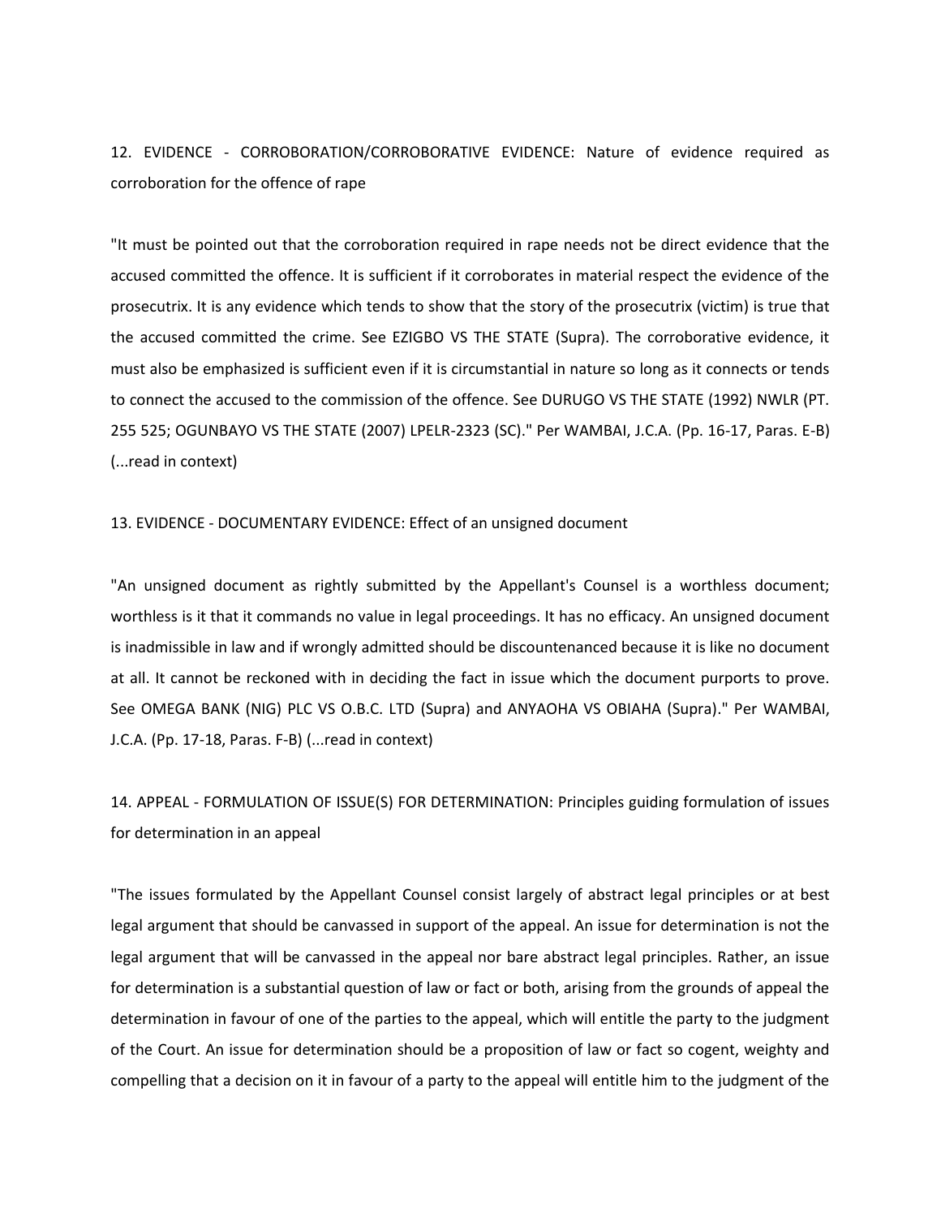12. EVIDENCE - CORROBORATION/CORROBORATIVE EVIDENCE: Nature of evidence required as corroboration for the offence of rape

"It must be pointed out that the corroboration required in rape needs not be direct evidence that the accused committed the offence. It is sufficient if it corroborates in material respect the evidence of the prosecutrix. It is any evidence which tends to show that the story of the prosecutrix (victim) is true that the accused committed the crime. See EZIGBO VS THE STATE (Supra). The corroborative evidence, it must also be emphasized is sufficient even if it is circumstantial in nature so long as it connects or tends to connect the accused to the commission of the offence. See DURUGO VS THE STATE (1992) NWLR (PT. 255 525; OGUNBAYO VS THE STATE (2007) LPELR-2323 (SC)." Per WAMBAI, J.C.A. (Pp. 16-17, Paras. E-B) (...read in context)

13. EVIDENCE - DOCUMENTARY EVIDENCE: Effect of an unsigned document

"An unsigned document as rightly submitted by the Appellant's Counsel is a worthless document; worthless is it that it commands no value in legal proceedings. It has no efficacy. An unsigned document is inadmissible in law and if wrongly admitted should be discountenanced because it is like no document at all. It cannot be reckoned with in deciding the fact in issue which the document purports to prove. See OMEGA BANK (NIG) PLC VS O.B.C. LTD (Supra) and ANYAOHA VS OBIAHA (Supra)." Per WAMBAI, J.C.A. (Pp. 17-18, Paras. F-B) (...read in context)

14. APPEAL - FORMULATION OF ISSUE(S) FOR DETERMINATION: Principles guiding formulation of issues for determination in an appeal

"The issues formulated by the Appellant Counsel consist largely of abstract legal principles or at best legal argument that should be canvassed in support of the appeal. An issue for determination is not the legal argument that will be canvassed in the appeal nor bare abstract legal principles. Rather, an issue for determination is a substantial question of law or fact or both, arising from the grounds of appeal the determination in favour of one of the parties to the appeal, which will entitle the party to the judgment of the Court. An issue for determination should be a proposition of law or fact so cogent, weighty and compelling that a decision on it in favour of a party to the appeal will entitle him to the judgment of the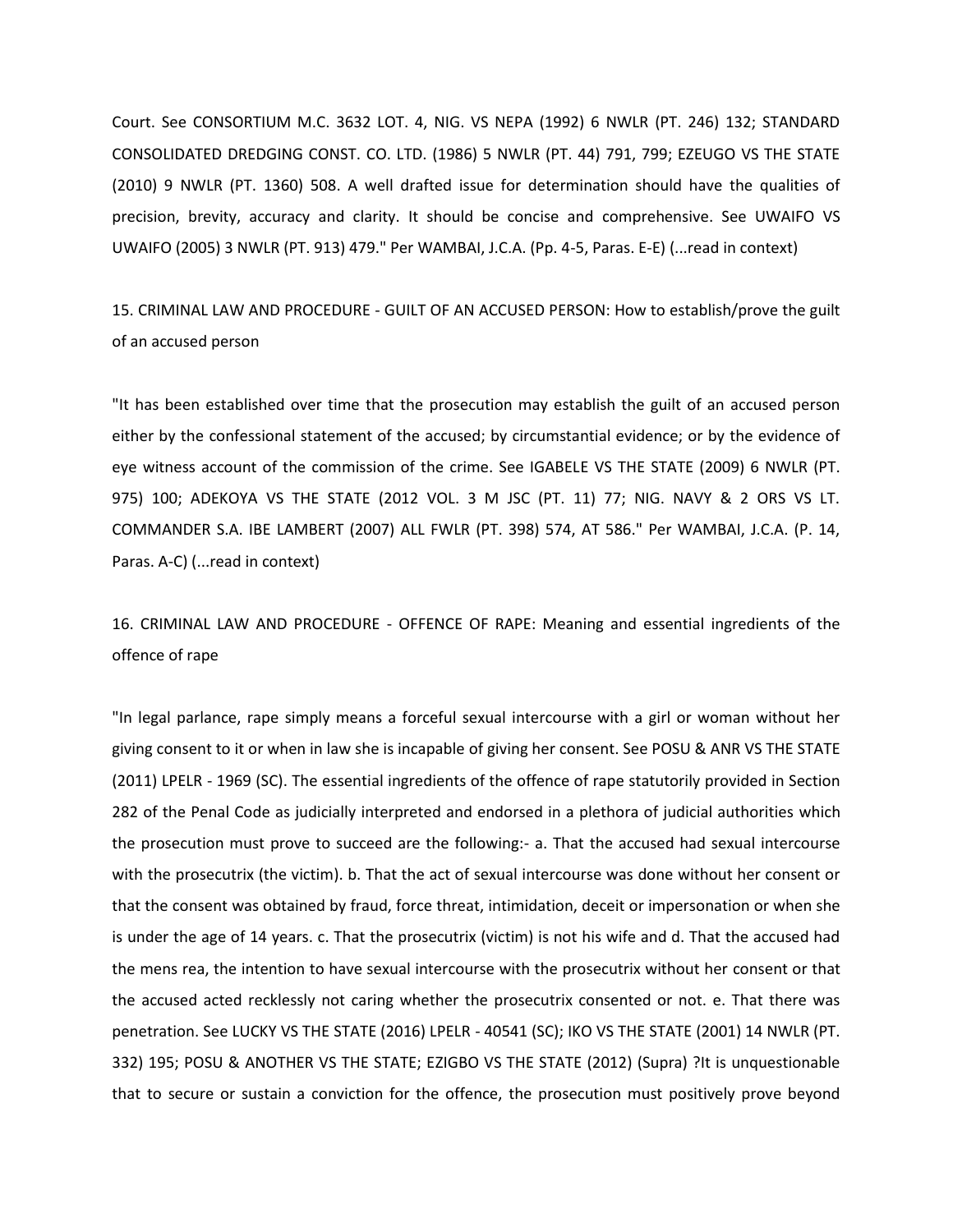Court. See CONSORTIUM M.C. 3632 LOT. 4, NIG. VS NEPA (1992) 6 NWLR (PT. 246) 132; STANDARD CONSOLIDATED DREDGING CONST. CO. LTD. (1986) 5 NWLR (PT. 44) 791, 799; EZEUGO VS THE STATE (2010) 9 NWLR (PT. 1360) 508. A well drafted issue for determination should have the qualities of precision, brevity, accuracy and clarity. It should be concise and comprehensive. See UWAIFO VS UWAIFO (2005) 3 NWLR (PT. 913) 479." Per WAMBAI, J.C.A. (Pp. 4-5, Paras. E-E) (...read in context)

15. CRIMINAL LAW AND PROCEDURE - GUILT OF AN ACCUSED PERSON: How to establish/prove the guilt of an accused person

"It has been established over time that the prosecution may establish the guilt of an accused person either by the confessional statement of the accused; by circumstantial evidence; or by the evidence of eye witness account of the commission of the crime. See IGABELE VS THE STATE (2009) 6 NWLR (PT. 975) 100; ADEKOYA VS THE STATE (2012 VOL. 3 M JSC (PT. 11) 77; NIG. NAVY & 2 ORS VS LT. COMMANDER S.A. IBE LAMBERT (2007) ALL FWLR (PT. 398) 574, AT 586." Per WAMBAI, J.C.A. (P. 14, Paras. A-C) (...read in context)

16. CRIMINAL LAW AND PROCEDURE - OFFENCE OF RAPE: Meaning and essential ingredients of the offence of rape

"In legal parlance, rape simply means a forceful sexual intercourse with a girl or woman without her giving consent to it or when in law she is incapable of giving her consent. See POSU & ANR VS THE STATE (2011) LPELR - 1969 (SC). The essential ingredients of the offence of rape statutorily provided in Section 282 of the Penal Code as judicially interpreted and endorsed in a plethora of judicial authorities which the prosecution must prove to succeed are the following:- a. That the accused had sexual intercourse with the prosecutrix (the victim). b. That the act of sexual intercourse was done without her consent or that the consent was obtained by fraud, force threat, intimidation, deceit or impersonation or when she is under the age of 14 years. c. That the prosecutrix (victim) is not his wife and d. That the accused had the mens rea, the intention to have sexual intercourse with the prosecutrix without her consent or that the accused acted recklessly not caring whether the prosecutrix consented or not. e. That there was penetration. See LUCKY VS THE STATE (2016) LPELR - 40541 (SC); IKO VS THE STATE (2001) 14 NWLR (PT. 332) 195; POSU & ANOTHER VS THE STATE; EZIGBO VS THE STATE (2012) (Supra) ?It is unquestionable that to secure or sustain a conviction for the offence, the prosecution must positively prove beyond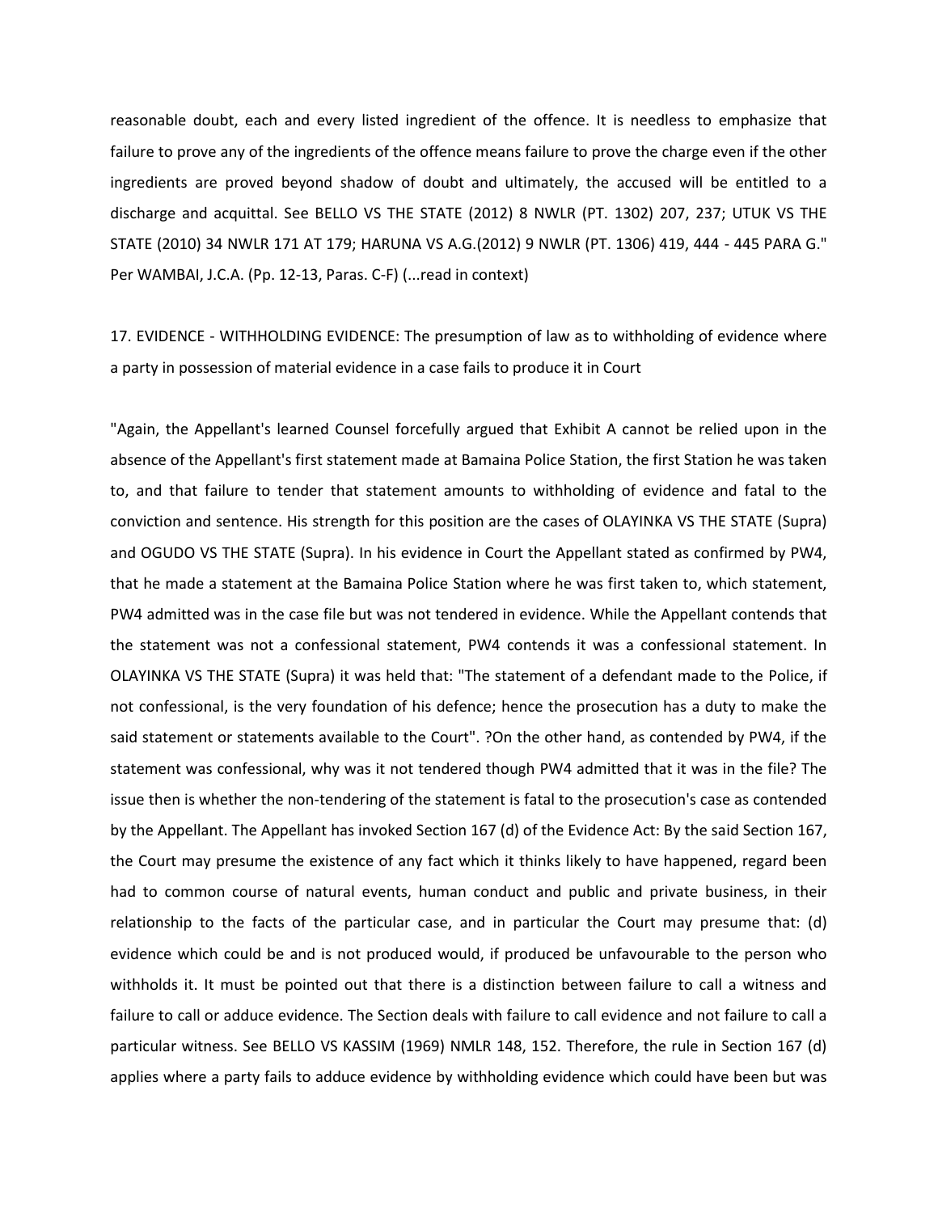reasonable doubt, each and every listed ingredient of the offence. It is needless to emphasize that failure to prove any of the ingredients of the offence means failure to prove the charge even if the other ingredients are proved beyond shadow of doubt and ultimately, the accused will be entitled to a discharge and acquittal. See BELLO VS THE STATE (2012) 8 NWLR (PT. 1302) 207, 237; UTUK VS THE STATE (2010) 34 NWLR 171 AT 179; HARUNA VS A.G.(2012) 9 NWLR (PT. 1306) 419, 444 - 445 PARA G." Per WAMBAI, J.C.A. (Pp. 12-13, Paras. C-F) (...read in context)

17. EVIDENCE - WITHHOLDING EVIDENCE: The presumption of law as to withholding of evidence where a party in possession of material evidence in a case fails to produce it in Court

"Again, the Appellant's learned Counsel forcefully argued that Exhibit A cannot be relied upon in the absence of the Appellant's first statement made at Bamaina Police Station, the first Station he was taken to, and that failure to tender that statement amounts to withholding of evidence and fatal to the conviction and sentence. His strength for this position are the cases of OLAYINKA VS THE STATE (Supra) and OGUDO VS THE STATE (Supra). In his evidence in Court the Appellant stated as confirmed by PW4, that he made a statement at the Bamaina Police Station where he was first taken to, which statement, PW4 admitted was in the case file but was not tendered in evidence. While the Appellant contends that the statement was not a confessional statement, PW4 contends it was a confessional statement. In OLAYINKA VS THE STATE (Supra) it was held that: "The statement of a defendant made to the Police, if not confessional, is the very foundation of his defence; hence the prosecution has a duty to make the said statement or statements available to the Court". ?On the other hand, as contended by PW4, if the statement was confessional, why was it not tendered though PW4 admitted that it was in the file? The issue then is whether the non-tendering of the statement is fatal to the prosecution's case as contended by the Appellant. The Appellant has invoked Section 167 (d) of the Evidence Act: By the said Section 167, the Court may presume the existence of any fact which it thinks likely to have happened, regard been had to common course of natural events, human conduct and public and private business, in their relationship to the facts of the particular case, and in particular the Court may presume that: (d) evidence which could be and is not produced would, if produced be unfavourable to the person who withholds it. It must be pointed out that there is a distinction between failure to call a witness and failure to call or adduce evidence. The Section deals with failure to call evidence and not failure to call a particular witness. See BELLO VS KASSIM (1969) NMLR 148, 152. Therefore, the rule in Section 167 (d) applies where a party fails to adduce evidence by withholding evidence which could have been but was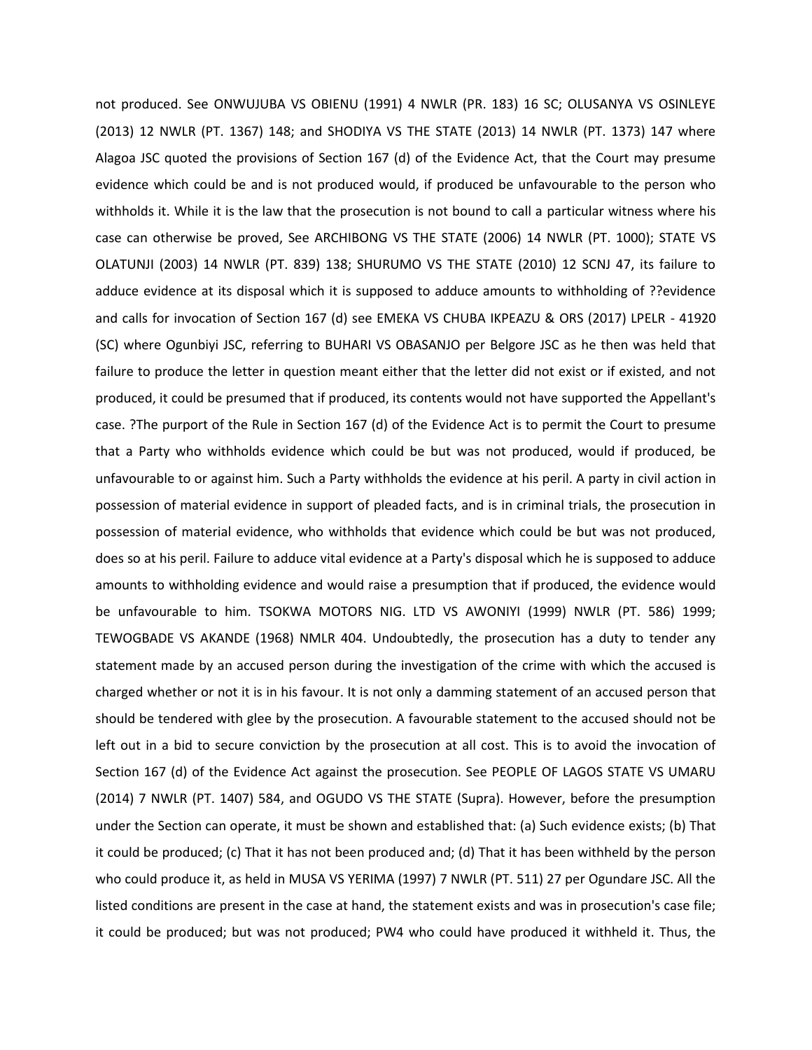not produced. See ONWUJUBA VS OBIENU (1991) 4 NWLR (PR. 183) 16 SC; OLUSANYA VS OSINLEYE (2013) 12 NWLR (PT. 1367) 148; and SHODIYA VS THE STATE (2013) 14 NWLR (PT. 1373) 147 where Alagoa JSC quoted the provisions of Section 167 (d) of the Evidence Act, that the Court may presume evidence which could be and is not produced would, if produced be unfavourable to the person who withholds it. While it is the law that the prosecution is not bound to call a particular witness where his case can otherwise be proved, See ARCHIBONG VS THE STATE (2006) 14 NWLR (PT. 1000); STATE VS OLATUNJI (2003) 14 NWLR (PT. 839) 138; SHURUMO VS THE STATE (2010) 12 SCNJ 47, its failure to adduce evidence at its disposal which it is supposed to adduce amounts to withholding of ??evidence and calls for invocation of Section 167 (d) see EMEKA VS CHUBA IKPEAZU & ORS (2017) LPELR - 41920 (SC) where Ogunbiyi JSC, referring to BUHARI VS OBASANJO per Belgore JSC as he then was held that failure to produce the letter in question meant either that the letter did not exist or if existed, and not produced, it could be presumed that if produced, its contents would not have supported the Appellant's case. ?The purport of the Rule in Section 167 (d) of the Evidence Act is to permit the Court to presume that a Party who withholds evidence which could be but was not produced, would if produced, be unfavourable to or against him. Such a Party withholds the evidence at his peril. A party in civil action in possession of material evidence in support of pleaded facts, and is in criminal trials, the prosecution in possession of material evidence, who withholds that evidence which could be but was not produced, does so at his peril. Failure to adduce vital evidence at a Party's disposal which he is supposed to adduce amounts to withholding evidence and would raise a presumption that if produced, the evidence would be unfavourable to him. TSOKWA MOTORS NIG. LTD VS AWONIYI (1999) NWLR (PT. 586) 1999; TEWOGBADE VS AKANDE (1968) NMLR 404. Undoubtedly, the prosecution has a duty to tender any statement made by an accused person during the investigation of the crime with which the accused is charged whether or not it is in his favour. It is not only a damming statement of an accused person that should be tendered with glee by the prosecution. A favourable statement to the accused should not be left out in a bid to secure conviction by the prosecution at all cost. This is to avoid the invocation of Section 167 (d) of the Evidence Act against the prosecution. See PEOPLE OF LAGOS STATE VS UMARU (2014) 7 NWLR (PT. 1407) 584, and OGUDO VS THE STATE (Supra). However, before the presumption under the Section can operate, it must be shown and established that: (a) Such evidence exists; (b) That it could be produced; (c) That it has not been produced and; (d) That it has been withheld by the person who could produce it, as held in MUSA VS YERIMA (1997) 7 NWLR (PT. 511) 27 per Ogundare JSC. All the listed conditions are present in the case at hand, the statement exists and was in prosecution's case file; it could be produced; but was not produced; PW4 who could have produced it withheld it. Thus, the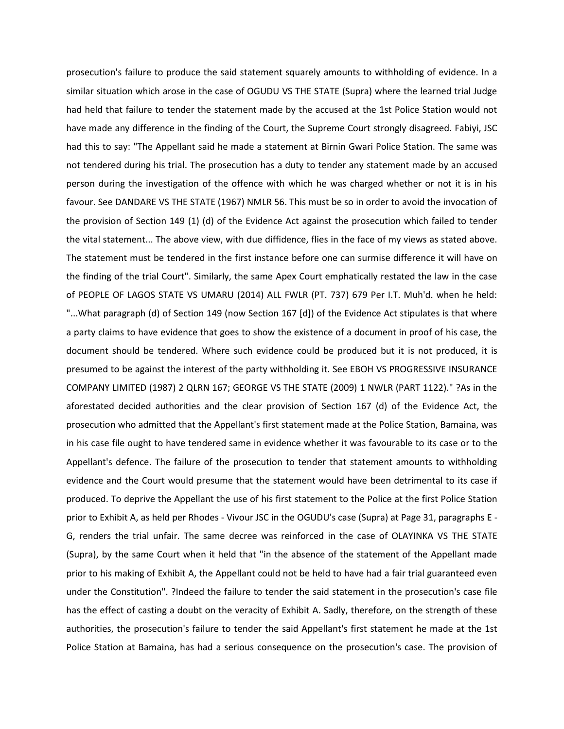prosecution's failure to produce the said statement squarely amounts to withholding of evidence. In a similar situation which arose in the case of OGUDU VS THE STATE (Supra) where the learned trial Judge had held that failure to tender the statement made by the accused at the 1st Police Station would not have made any difference in the finding of the Court, the Supreme Court strongly disagreed. Fabiyi, JSC had this to say: "The Appellant said he made a statement at Birnin Gwari Police Station. The same was not tendered during his trial. The prosecution has a duty to tender any statement made by an accused person during the investigation of the offence with which he was charged whether or not it is in his favour. See DANDARE VS THE STATE (1967) NMLR 56. This must be so in order to avoid the invocation of the provision of Section 149 (1) (d) of the Evidence Act against the prosecution which failed to tender the vital statement... The above view, with due diffidence, flies in the face of my views as stated above. The statement must be tendered in the first instance before one can surmise difference it will have on the finding of the trial Court". Similarly, the same Apex Court emphatically restated the law in the case of PEOPLE OF LAGOS STATE VS UMARU (2014) ALL FWLR (PT. 737) 679 Per I.T. Muh'd. when he held: "...What paragraph (d) of Section 149 (now Section 167 [d]) of the Evidence Act stipulates is that where a party claims to have evidence that goes to show the existence of a document in proof of his case, the document should be tendered. Where such evidence could be produced but it is not produced, it is presumed to be against the interest of the party withholding it. See EBOH VS PROGRESSIVE INSURANCE COMPANY LIMITED (1987) 2 QLRN 167; GEORGE VS THE STATE (2009) 1 NWLR (PART 1122)." ?As in the aforestated decided authorities and the clear provision of Section 167 (d) of the Evidence Act, the prosecution who admitted that the Appellant's first statement made at the Police Station, Bamaina, was in his case file ought to have tendered same in evidence whether it was favourable to its case or to the Appellant's defence. The failure of the prosecution to tender that statement amounts to withholding evidence and the Court would presume that the statement would have been detrimental to its case if produced. To deprive the Appellant the use of his first statement to the Police at the first Police Station prior to Exhibit A, as held per Rhodes - Vivour JSC in the OGUDU's case (Supra) at Page 31, paragraphs E - G, renders the trial unfair. The same decree was reinforced in the case of OLAYINKA VS THE STATE (Supra), by the same Court when it held that "in the absence of the statement of the Appellant made prior to his making of Exhibit A, the Appellant could not be held to have had a fair trial guaranteed even under the Constitution". ?Indeed the failure to tender the said statement in the prosecution's case file has the effect of casting a doubt on the veracity of Exhibit A. Sadly, therefore, on the strength of these authorities, the prosecution's failure to tender the said Appellant's first statement he made at the 1st Police Station at Bamaina, has had a serious consequence on the prosecution's case. The provision of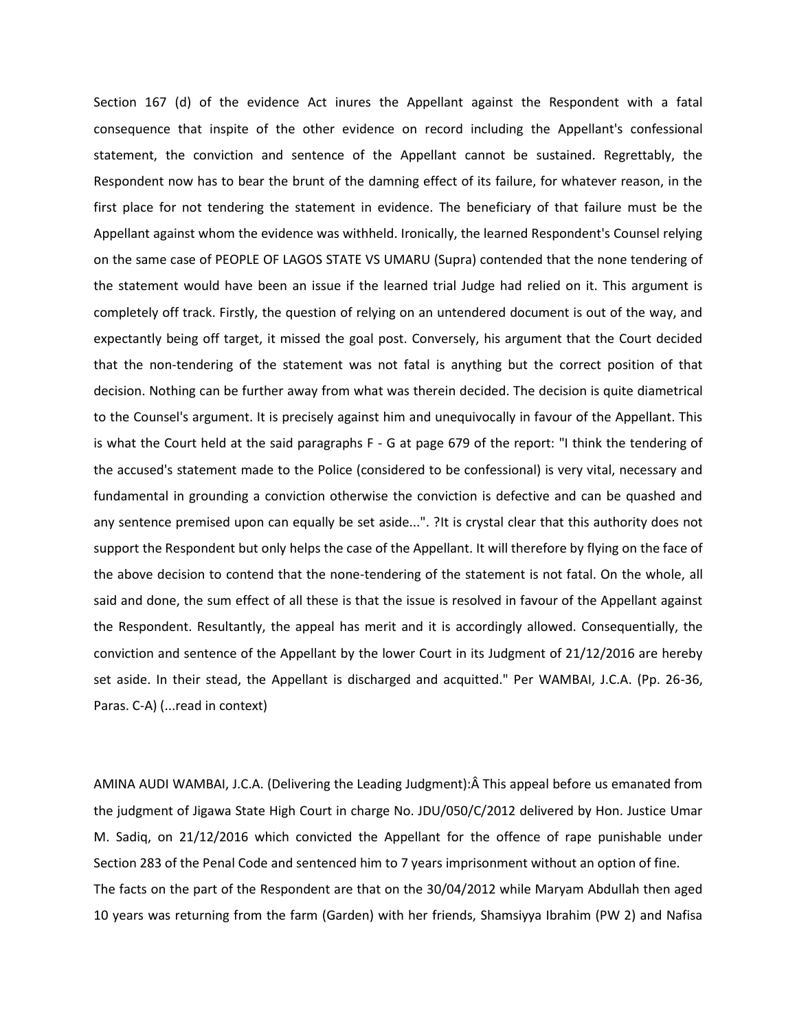Section 167 (d) of the evidence Act inures the Appellant against the Respondent with a fatal consequence that inspite of the other evidence on record including the Appellant's confessional statement, the conviction and sentence of the Appellant cannot be sustained. Regrettably, the Respondent now has to bear the brunt of the damning effect of its failure, for whatever reason, in the first place for not tendering the statement in evidence. The beneficiary of that failure must be the Appellant against whom the evidence was withheld. Ironically, the learned Respondent's Counsel relying on the same case of PEOPLE OF LAGOS STATE VS UMARU (Supra) contended that the none tendering of the statement would have been an issue if the learned trial Judge had relied on it. This argument is completely off track. Firstly, the question of relying on an untendered document is out of the way, and expectantly being off target, it missed the goal post. Conversely, his argument that the Court decided that the non-tendering of the statement was not fatal is anything but the correct position of that decision. Nothing can be further away from what was therein decided. The decision is quite diametrical to the Counsel's argument. It is precisely against him and unequivocally in favour of the Appellant. This is what the Court held at the said paragraphs F - G at page 679 of the report: "I think the tendering of the accused's statement made to the Police (considered to be confessional) is very vital, necessary and fundamental in grounding a conviction otherwise the conviction is defective and can be quashed and any sentence premised upon can equally be set aside...". ?It is crystal clear that this authority does not support the Respondent but only helps the case of the Appellant. It will therefore by flying on the face of the above decision to contend that the none-tendering of the statement is not fatal. On the whole, all said and done, the sum effect of all these is that the issue is resolved in favour of the Appellant against the Respondent. Resultantly, the appeal has merit and it is accordingly allowed. Consequentially, the conviction and sentence of the Appellant by the lower Court in its Judgment of 21/12/2016 are hereby set aside. In their stead, the Appellant is discharged and acquitted." Per WAMBAI, J.C.A. (Pp. 26-36, Paras. C-A) (...read in context)

AMINA AUDI WAMBAI, J.C.A. (Delivering the Leading Judgment):Â This appeal before us emanated from the judgment of Jigawa State High Court in charge No. JDU/050/C/2012 delivered by Hon. Justice Umar M. Sadiq, on 21/12/2016 which convicted the Appellant for the offence of rape punishable under Section 283 of the Penal Code and sentenced him to 7 years imprisonment without an option of fine.

The facts on the part of the Respondent are that on the 30/04/2012 while Maryam Abdullah then aged 10 years was returning from the farm (Garden) with her friends, Shamsiyya Ibrahim (PW 2) and Nafisa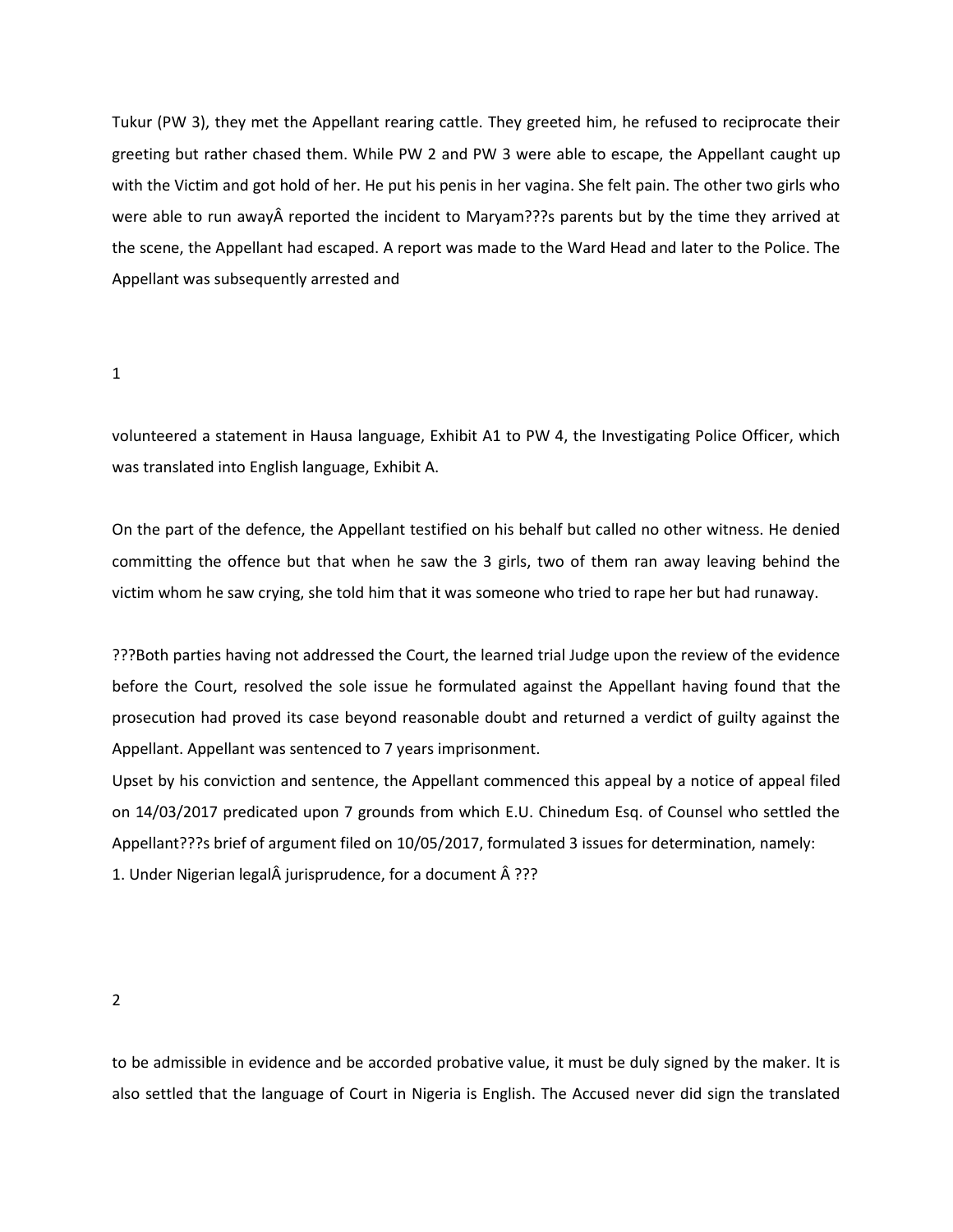Tukur (PW 3), they met the Appellant rearing cattle. They greeted him, he refused to reciprocate their greeting but rather chased them. While PW 2 and PW 3 were able to escape, the Appellant caught up with the Victim and got hold of her. He put his penis in her vagina. She felt pain. The other two girls who were able to run awayÂ reported the incident to Maryam???s parents but by the time they arrived at the scene, the Appellant had escaped. A report was made to the Ward Head and later to the Police. The Appellant was subsequently arrested and

volunteered a statement in Hausa language, Exhibit A1 to PW 4, the Investigating Police Officer, which was translated into English language, Exhibit A.

On the part of the defence, the Appellant testified on his behalf but called no other witness. He denied committing the offence but that when he saw the 3 girls, two of them ran away leaving behind the victim whom he saw crying, she told him that it was someone who tried to rape her but had runaway.

???Both parties having not addressed the Court, the learned trial Judge upon the review of the evidence before the Court, resolved the sole issue he formulated against the Appellant having found that the prosecution had proved its case beyond reasonable doubt and returned a verdict of guilty against the Appellant. Appellant was sentenced to 7 years imprisonment.
Upset by his conviction and sentence, the Appellant commenced this appeal by a notice of appeal filed on 14/03/2017 predicated upon 7 grounds from which E.U. Chinedum Esq. of Counsel who settled the Appellant???s brief of argument filed on 10/05/2017, formulated 3 issues for determination, namely:
1. Under Nigerian legalÂ jurisprudence, for a document Â ???

to be admissible in evidence and be accorded probative value, it must be duly signed by the maker. It is also settled that the language of Court in Nigeria is English. The Accused never did sign the translated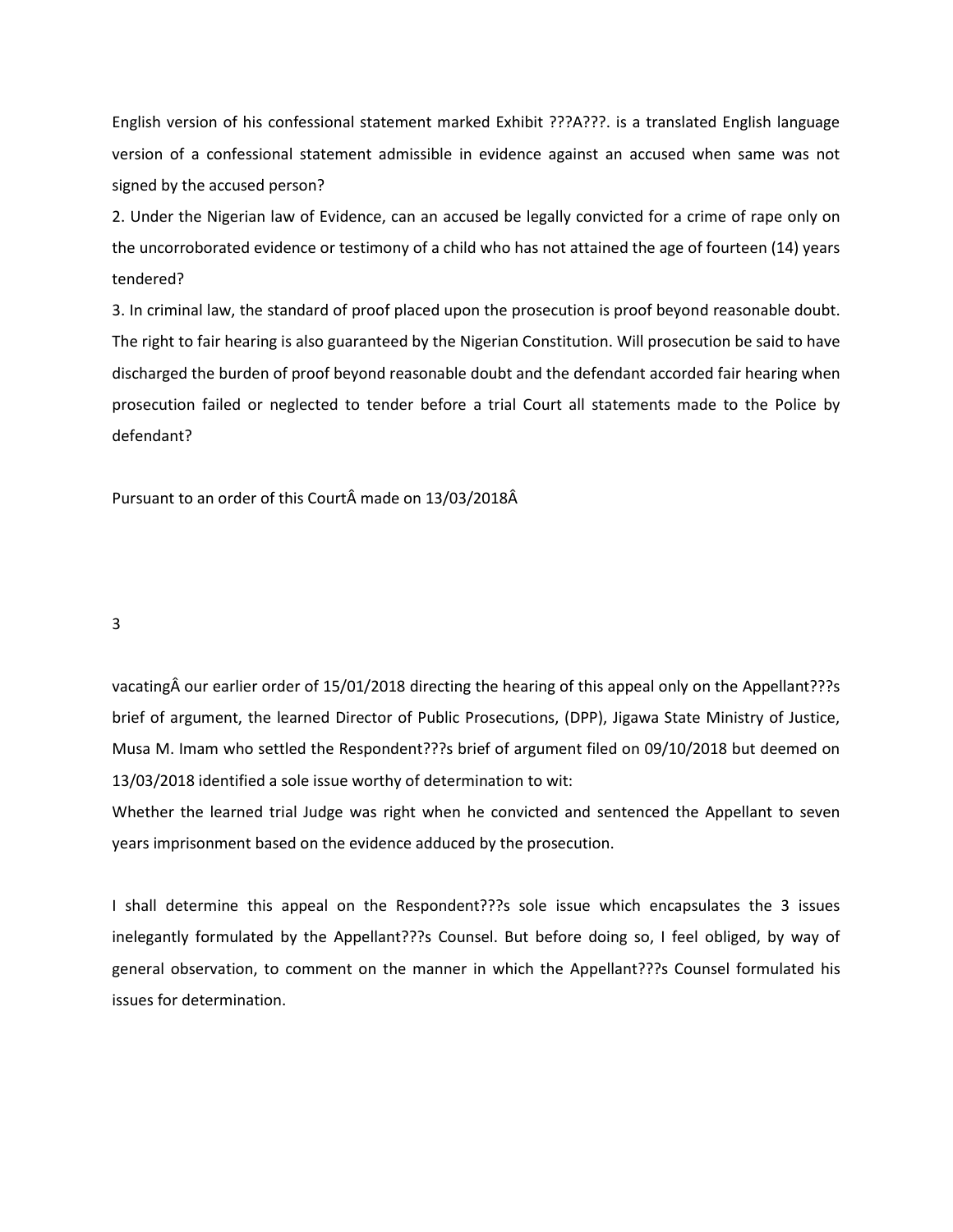English version of his confessional statement marked Exhibit ???A???. is a translated English language version of a confessional statement admissible in evidence against an accused when same was not signed by the accused person?

2. Under the Nigerian law of Evidence, can an accused be legally convicted for a crime of rape only on the uncorroborated evidence or testimony of a child who has not attained the age of fourteen (14) years tendered?

3. In criminal law, the standard of proof placed upon the prosecution is proof beyond reasonable doubt. The right to fair hearing is also guaranteed by the Nigerian Constitution. Will prosecution be said to have discharged the burden of proof beyond reasonable doubt and the defendant accorded fair hearing when prosecution failed or neglected to tender before a trial Court all statements made to the Police by defendant?

Pursuant to an order of this CourtÂ made on 13/03/2018Â

vacatingÂ our earlier order of 15/01/2018 directing the hearing of this appeal only on the Appellant???s brief of argument, the learned Director of Public Prosecutions, (DPP), Jigawa State Ministry of Justice, Musa M. Imam who settled the Respondent???s brief of argument filed on 09/10/2018 but deemed on 13/03/2018 identified a sole issue worthy of determination to wit:

Whether the learned trial Judge was right when he convicted and sentenced the Appellant to seven years imprisonment based on the evidence adduced by the prosecution.

I shall determine this appeal on the Respondent???s sole issue which encapsulates the 3 issues inelegantly formulated by the Appellant???s Counsel. But before doing so, I feel obliged, by way of general observation, to comment on the manner in which the Appellant???s Counsel formulated his issues for determination.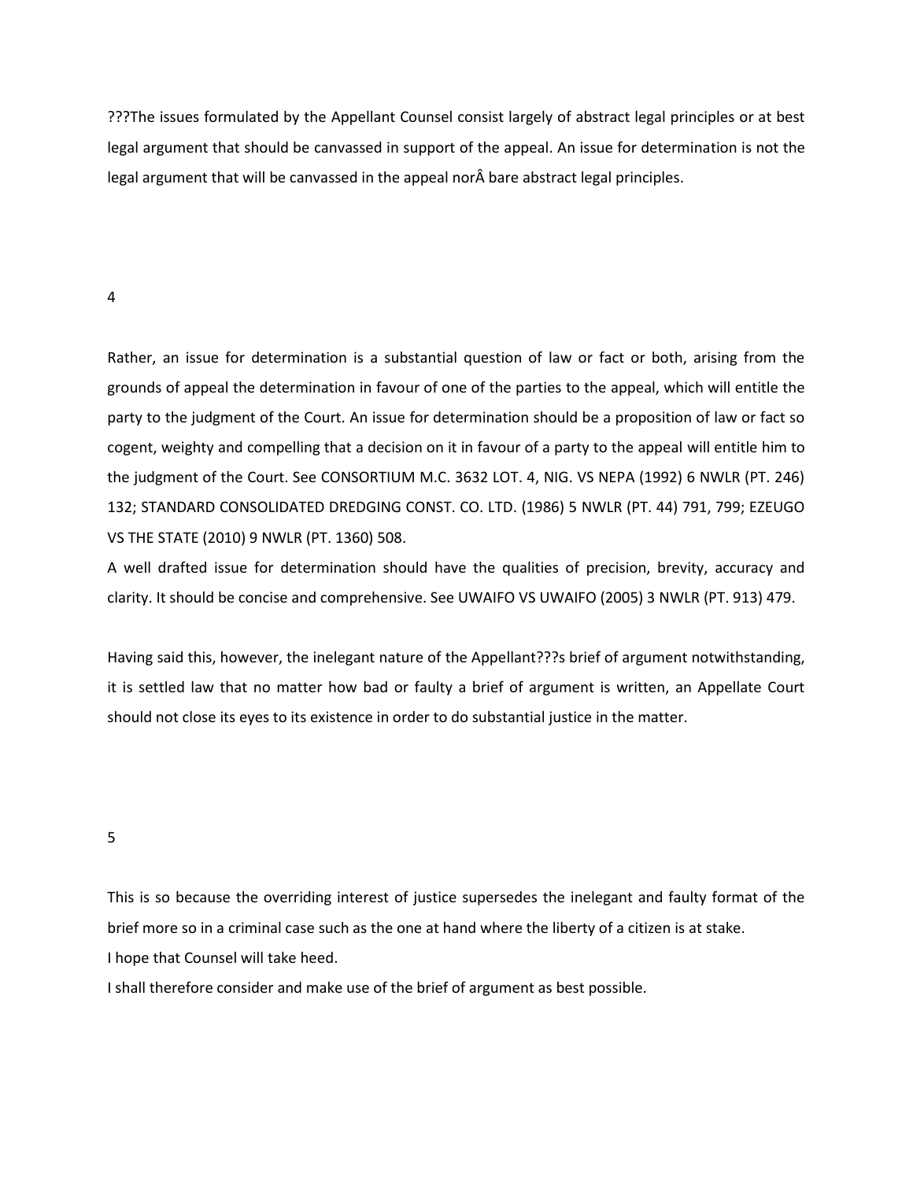???The issues formulated by the Appellant Counsel consist largely of abstract legal principles or at best legal argument that should be canvassed in support of the appeal. An issue for determination is not the legal argument that will be canvassed in the appeal norÂ bare abstract legal principles.

Rather, an issue for determination is a substantial question of law or fact or both, arising from the grounds of appeal the determination in favour of one of the parties to the appeal, which will entitle the party to the judgment of the Court. An issue for determination should be a proposition of law or fact so cogent, weighty and compelling that a decision on it in favour of a party to the appeal will entitle him to the judgment of the Court. See CONSORTIUM M.C. 3632 LOT. 4, NIG. VS NEPA (1992) 6 NWLR (PT. 246) 132; STANDARD CONSOLIDATED DREDGING CONST. CO. LTD. (1986) 5 NWLR (PT. 44) 791, 799; EZEUGO VS THE STATE (2010) 9 NWLR (PT. 1360) 508.

A well drafted issue for determination should have the qualities of precision, brevity, accuracy and clarity. It should be concise and comprehensive. See UWAIFO VS UWAIFO (2005) 3 NWLR (PT. 913) 479.

Having said this, however, the inelegant nature of the Appellant???s brief of argument notwithstanding, it is settled law that no matter how bad or faulty a brief of argument is written, an Appellate Court should not close its eyes to its existence in order to do substantial justice in the matter.

This is so because the overriding interest of justice supersedes the inelegant and faulty format of the brief more so in a criminal case such as the one at hand where the liberty of a citizen is at stake.

I hope that Counsel will take heed.

I shall therefore consider and make use of the brief of argument as best possible.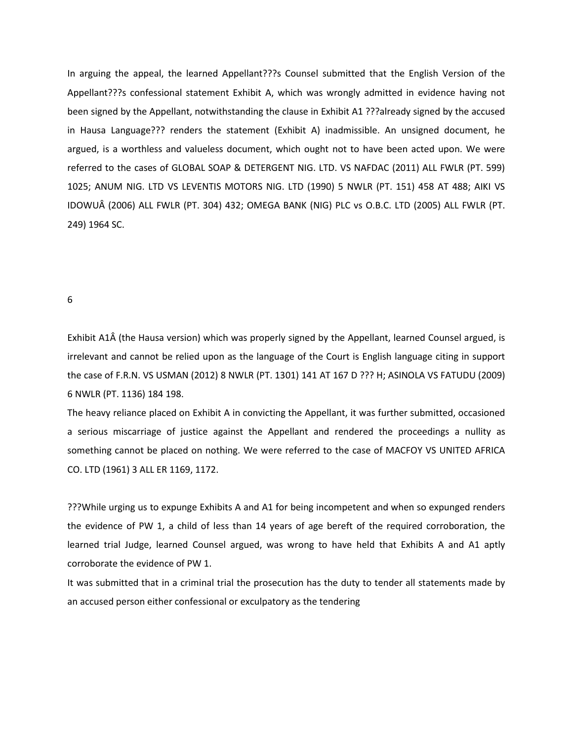In arguing the appeal, the learned Appellant???s Counsel submitted that the English Version of the Appellant???s confessional statement Exhibit A, which was wrongly admitted in evidence having not been signed by the Appellant, notwithstanding the clause in Exhibit A1 ???already signed by the accused in Hausa Language??? renders the statement (Exhibit A) inadmissible. An unsigned document, he argued, is a worthless and valueless document, which ought not to have been acted upon. We were referred to the cases of GLOBAL SOAP & DETERGENT NIG. LTD. VS NAFDAC (2011) ALL FWLR (PT. 599) 1025; ANUM NIG. LTD VS LEVENTIS MOTORS NIG. LTD (1990) 5 NWLR (PT. 151) 458 AT 488; AIKI VS IDOWUÂ (2006) ALL FWLR (PT. 304) 432; OMEGA BANK (NIG) PLC vs O.B.C. LTD (2005) ALL FWLR (PT. 249) 1964 SC.

Exhibit A1Â (the Hausa version) which was properly signed by the Appellant, learned Counsel argued, is irrelevant and cannot be relied upon as the language of the Court is English language citing in support the case of F.R.N. VS USMAN (2012) 8 NWLR (PT. 1301) 141 AT 167 D ??? H; ASINOLA VS FATUDU (2009) 6 NWLR (PT. 1136) 184 198.

The heavy reliance placed on Exhibit A in convicting the Appellant, it was further submitted, occasioned a serious miscarriage of justice against the Appellant and rendered the proceedings a nullity as something cannot be placed on nothing. We were referred to the case of MACFOY VS UNITED AFRICA CO. LTD (1961) 3 ALL ER 1169, 1172.

???While urging us to expunge Exhibits A and A1 for being incompetent and when so expunged renders the evidence of PW 1, a child of less than 14 years of age bereft of the required corroboration, the learned trial Judge, learned Counsel argued, was wrong to have held that Exhibits A and A1 aptly corroborate the evidence of PW 1.

It was submitted that in a criminal trial the prosecution has the duty to tender all statements made by an accused person either confessional or exculpatory as the tendering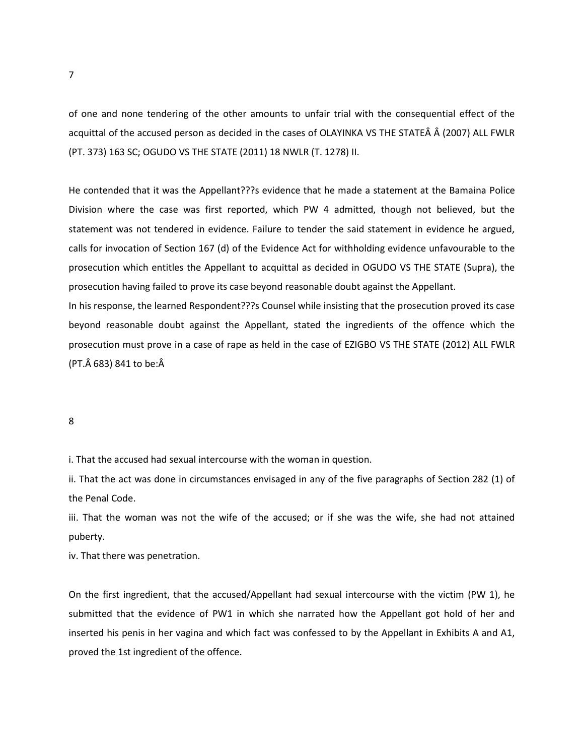of one and none tendering of the other amounts to unfair trial with the consequential effect of the acquittal of the accused person as decided in the cases of OLAYINKA VS THE STATEÂ Â (2007) ALL FWLR (PT. 373) 163 SC; OGUDO VS THE STATE (2011) 18 NWLR (T. 1278) II.

He contended that it was the Appellant???s evidence that he made a statement at the Bamaina Police Division where the case was first reported, which PW 4 admitted, though not believed, but the statement was not tendered in evidence. Failure to tender the said statement in evidence he argued, calls for invocation of Section 167 (d) of the Evidence Act for withholding evidence unfavourable to the prosecution which entitles the Appellant to acquittal as decided in OGUDO VS THE STATE (Supra), the prosecution having failed to prove its case beyond reasonable doubt against the Appellant.

In his response, the learned Respondent???s Counsel while insisting that the prosecution proved its case beyond reasonable doubt against the Appellant, stated the ingredients of the offence which the prosecution must prove in a case of rape as held in the case of EZIGBO VS THE STATE (2012) ALL FWLR (PT.Â 683) 841 to be:Â

i. That the accused had sexual intercourse with the woman in question.

ii. That the act was done in circumstances envisaged in any of the five paragraphs of Section 282 (1) of the Penal Code.

iii. That the woman was not the wife of the accused; or if she was the wife, she had not attained puberty.

iv. That there was penetration.

On the first ingredient, that the accused/Appellant had sexual intercourse with the victim (PW 1), he submitted that the evidence of PW1 in which she narrated how the Appellant got hold of her and inserted his penis in her vagina and which fact was confessed to by the Appellant in Exhibits A and A1, proved the 1st ingredient of the offence.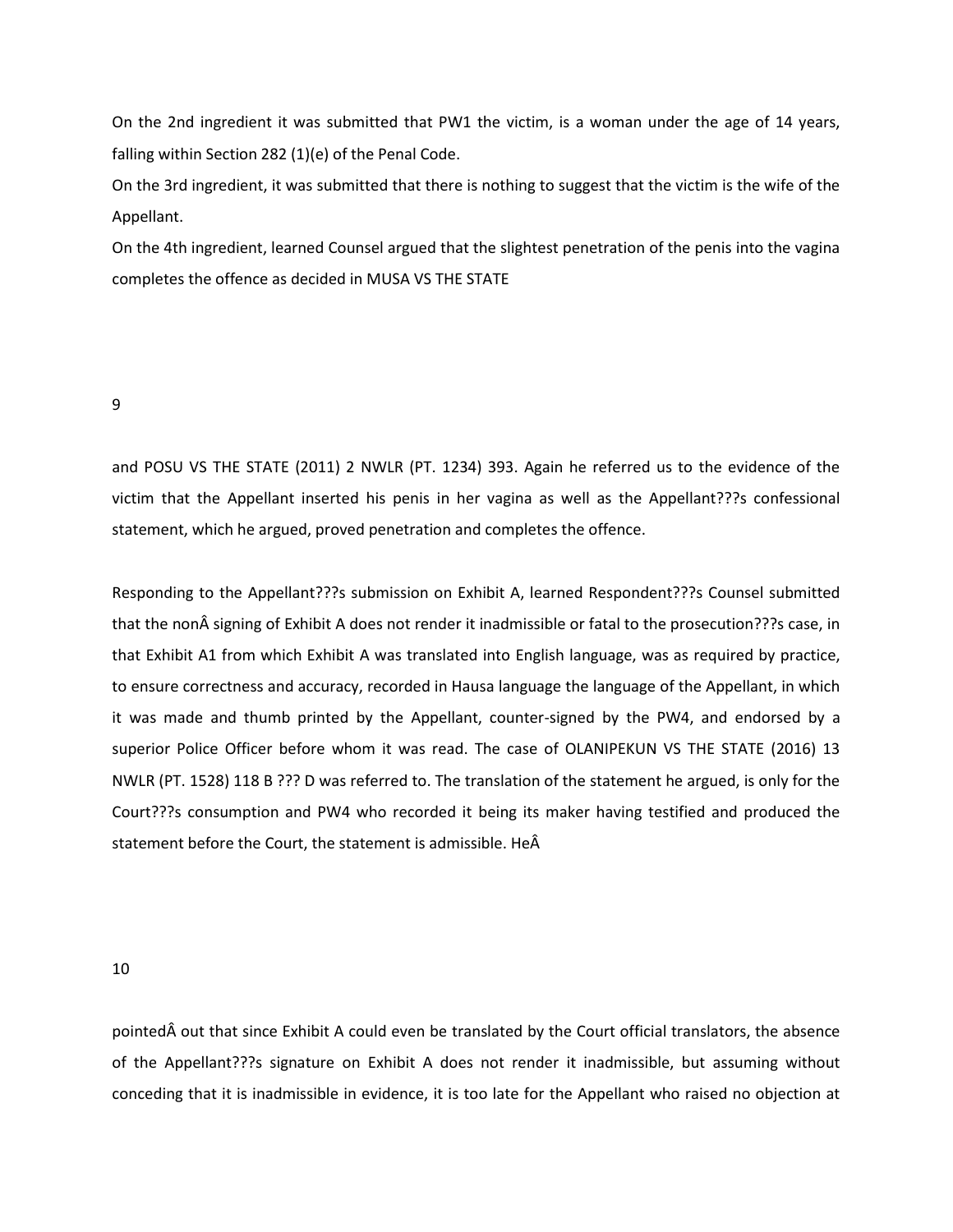On the 2nd ingredient it was submitted that PW1 the victim, is a woman under the age of 14 years, falling within Section 282 (1)(e) of the Penal Code.

On the 3rd ingredient, it was submitted that there is nothing to suggest that the victim is the wife of the Appellant.

On the 4th ingredient, learned Counsel argued that the slightest penetration of the penis into the vagina completes the offence as decided in MUSA VS THE STATE and POSU VS THE STATE (2011) 2 NWLR (PT. 1234) 393. Again he referred us to the evidence of the victim that the Appellant inserted his penis in her vagina as well as the Appellant???s confessional statement, which he argued, proved penetration and completes the offence.

Responding to the Appellant???s submission on Exhibit A, learned Respondent???s Counsel submitted that the nonÂ signing of Exhibit A does not render it inadmissible or fatal to the prosecution???s case, in that Exhibit A1 from which Exhibit A was translated into English language, was as required by practice, to ensure correctness and accuracy, recorded in Hausa language the language of the Appellant, in which it was made and thumb printed by the Appellant, counter-signed by the PW4, and endorsed by a superior Police Officer before whom it was read. The case of OLANIPEKUN VS THE STATE (2016) 13 NWLR (PT. 1528) 118 B ??? D was referred to. The translation of the statement he argued, is only for the Court???s consumption and PW4 who recorded it being its maker having testified and produced the statement before the Court, the statement is admissible. HeÂ pointedÂ out that since Exhibit A could even be translated by the Court official translators, the absence of the Appellant???s signature on Exhibit A does not render it inadmissible, but assuming without conceding that it is inadmissible in evidence, it is too late for the Appellant who raised no objection at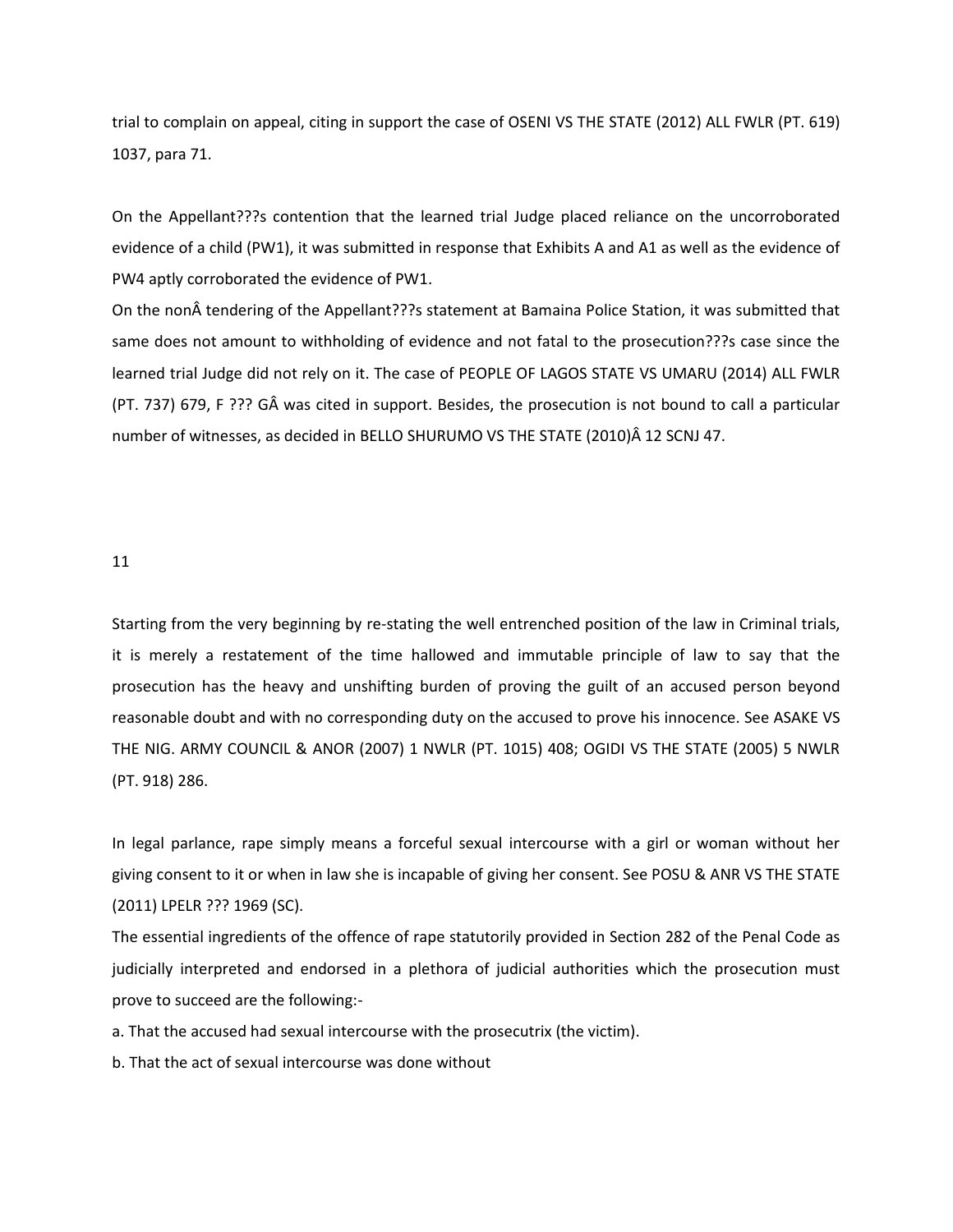trial to complain on appeal, citing in support the case of OSENI VS THE STATE (2012) ALL FWLR (PT. 619) 1037, para 71.

On the Appellant???s contention that the learned trial Judge placed reliance on the uncorroborated evidence of a child (PW1), it was submitted in response that Exhibits A and A1 as well as the evidence of PW4 aptly corroborated the evidence of PW1.

On the nonÂ tendering of the Appellant???s statement at Bamaina Police Station, it was submitted that same does not amount to withholding of evidence and not fatal to the prosecution???s case since the learned trial Judge did not rely on it. The case of PEOPLE OF LAGOS STATE VS UMARU (2014) ALL FWLR (PT. 737) 679, F ??? GÂ was cited in support. Besides, the prosecution is not bound to call a particular number of witnesses, as decided in BELLO SHURUMO VS THE STATE (2010)Â 12 SCNJ 47.

11

Starting from the very beginning by re-stating the well entrenched position of the law in Criminal trials, it is merely a restatement of the time hallowed and immutable principle of law to say that the prosecution has the heavy and unshifting burden of proving the guilt of an accused person beyond reasonable doubt and with no corresponding duty on the accused to prove his innocence. See ASAKE VS THE NIG. ARMY COUNCIL & ANOR (2007) 1 NWLR (PT. 1015) 408; OGIDI VS THE STATE (2005) 5 NWLR (PT. 918) 286.

In legal parlance, rape simply means a forceful sexual intercourse with a girl or woman without her giving consent to it or when in law she is incapable of giving her consent. See POSU & ANR VS THE STATE (2011) LPELR ??? 1969 (SC).

The essential ingredients of the offence of rape statutorily provided in Section 282 of the Penal Code as judicially interpreted and endorsed in a plethora of judicial authorities which the prosecution must prove to succeed are the following:-

a. That the accused had sexual intercourse with the prosecutrix (the victim).

b. That the act of sexual intercourse was done without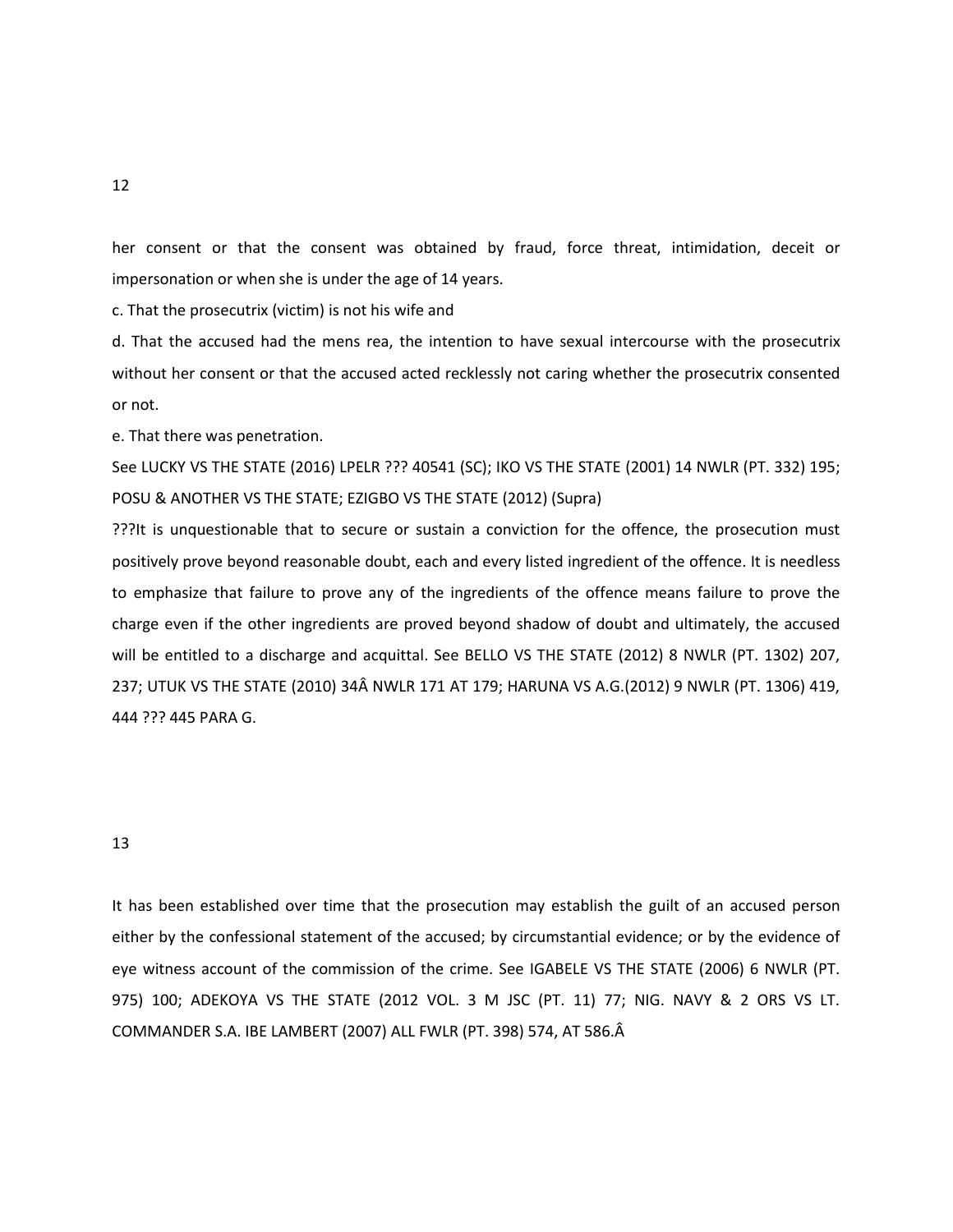her consent or that the consent was obtained by fraud, force threat, intimidation, deceit or impersonation or when she is under the age of 14 years.

c. That the prosecutrix (victim) is not his wife and

d. That the accused had the mens rea, the intention to have sexual intercourse with the prosecutrix without her consent or that the accused acted recklessly not caring whether the prosecutrix consented or not.

e. That there was penetration.

See LUCKY VS THE STATE (2016) LPELR ??? 40541 (SC); IKO VS THE STATE (2001) 14 NWLR (PT. 332) 195; POSU & ANOTHER VS THE STATE; EZIGBO VS THE STATE (2012) (Supra)

???It is unquestionable that to secure or sustain a conviction for the offence, the prosecution must positively prove beyond reasonable doubt, each and every listed ingredient of the offence. It is needless to emphasize that failure to prove any of the ingredients of the offence means failure to prove the charge even if the other ingredients are proved beyond shadow of doubt and ultimately, the accused will be entitled to a discharge and acquittal. See BELLO VS THE STATE (2012) 8 NWLR (PT. 1302) 207, 237; UTUK VS THE STATE (2010) 34Â NWLR 171 AT 179; HARUNA VS A.G.(2012) 9 NWLR (PT. 1306) 419, 444 ??? 445 PARA G.

It has been established over time that the prosecution may establish the guilt of an accused person either by the confessional statement of the accused; by circumstantial evidence; or by the evidence of eye witness account of the commission of the crime. See IGABELE VS THE STATE (2006) 6 NWLR (PT. 975) 100; ADEKOYA VS THE STATE (2012 VOL. 3 M JSC (PT. 11) 77; NIG. NAVY & 2 ORS VS LT. COMMANDER S.A. IBE LAMBERT (2007) ALL FWLR (PT. 398) 574, AT 586.Â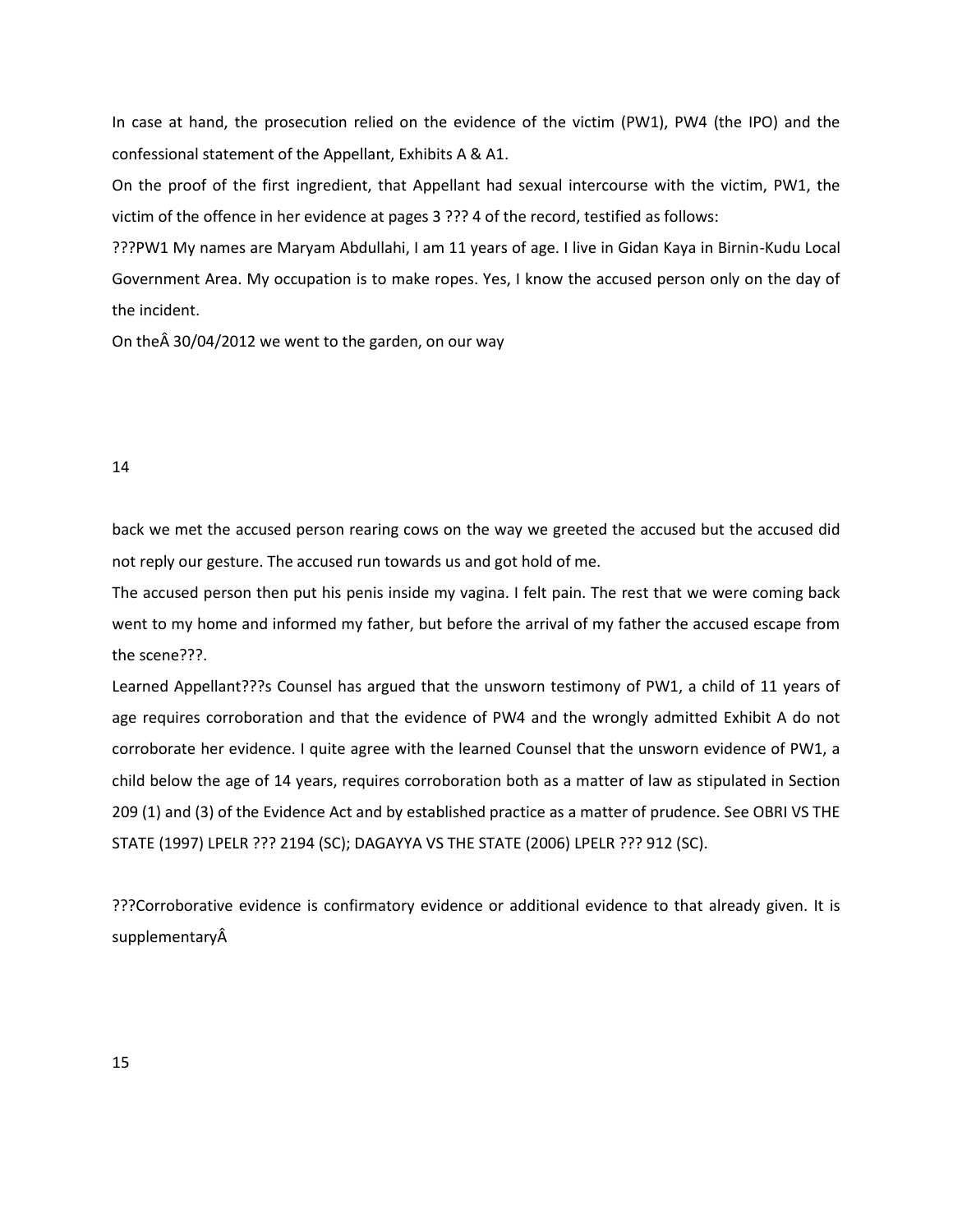In case at hand, the prosecution relied on the evidence of the victim (PW1), PW4 (the IPO) and the confessional statement of the Appellant, Exhibits A & A1.

On the proof of the first ingredient, that Appellant had sexual intercourse with the victim, PW1, the victim of the offence in her evidence at pages 3 ??? 4 of the record, testified as follows:

???PW1 My names are Maryam Abdullahi, I am 11 years of age. I live in Gidan Kaya in Birnin-Kudu Local Government Area. My occupation is to make ropes. Yes, I know the accused person only on the day of the incident.

On theÂ 30/04/2012 we went to the garden, on our way back we met the accused person rearing cows on the way we greeted the accused but the accused did not reply our gesture. The accused run towards us and got hold of me.

The accused person then put his penis inside my vagina. I felt pain. The rest that we were coming back went to my home and informed my father, but before the arrival of my father the accused escape from the scene???.

Learned Appellant???s Counsel has argued that the unsworn testimony of PW1, a child of 11 years of age requires corroboration and that the evidence of PW4 and the wrongly admitted Exhibit A do not corroborate her evidence. I quite agree with the learned Counsel that the unsworn evidence of PW1, a child below the age of 14 years, requires corroboration both as a matter of law as stipulated in Section 209 (1) and (3) of the Evidence Act and by established practice as a matter of prudence. See OBRI VS THE STATE (1997) LPELR ??? 2194 (SC); DAGAYYA VS THE STATE (2006) LPELR ??? 912 (SC).

???Corroborative evidence is confirmatory evidence or additional evidence to that already given. It is supplementaryÂ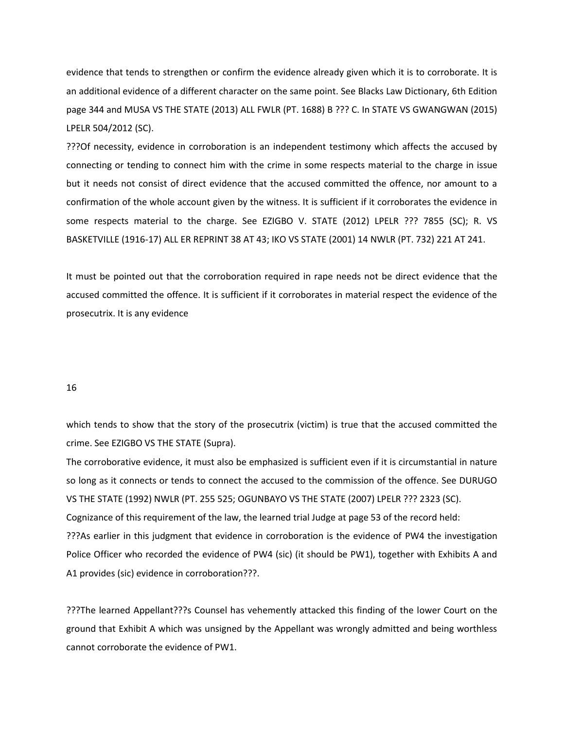evidence that tends to strengthen or confirm the evidence already given which it is to corroborate. It is an additional evidence of a different character on the same point. See Blacks Law Dictionary, 6th Edition page 344 and MUSA VS THE STATE (2013) ALL FWLR (PT. 1688) B ??? C. In STATE VS GWANGWAN (2015) LPELR 504/2012 (SC).

???Of necessity, evidence in corroboration is an independent testimony which affects the accused by connecting or tending to connect him with the crime in some respects material to the charge in issue but it needs not consist of direct evidence that the accused committed the offence, nor amount to a confirmation of the whole account given by the witness. It is sufficient if it corroborates the evidence in some respects material to the charge. See EZIGBO V. STATE (2012) LPELR ??? 7855 (SC); R. VS BASKETVILLE (1916-17) ALL ER REPRINT 38 AT 43; IKO VS STATE (2001) 14 NWLR (PT. 732) 221 AT 241.

It must be pointed out that the corroboration required in rape needs not be direct evidence that the accused committed the offence. It is sufficient if it corroborates in material respect the evidence of the prosecutrix. It is any evidence

which tends to show that the story of the prosecutrix (victim) is true that the accused committed the crime. See EZIGBO VS THE STATE (Supra).

The corroborative evidence, it must also be emphasized is sufficient even if it is circumstantial in nature so long as it connects or tends to connect the accused to the commission of the offence. See DURUGO VS THE STATE (1992) NWLR (PT. 255 525; OGUNBAYO VS THE STATE (2007) LPELR ??? 2323 (SC).

Cognizance of this requirement of the law, the learned trial Judge at page 53 of the record held:

???As earlier in this judgment that evidence in corroboration is the evidence of PW4 the investigation Police Officer who recorded the evidence of PW4 (sic) (it should be PW1), together with Exhibits A and A1 provides (sic) evidence in corroboration???.

???The learned Appellant???s Counsel has vehemently attacked this finding of the lower Court on the ground that Exhibit A which was unsigned by the Appellant was wrongly admitted and being worthless cannot corroborate the evidence of PW1.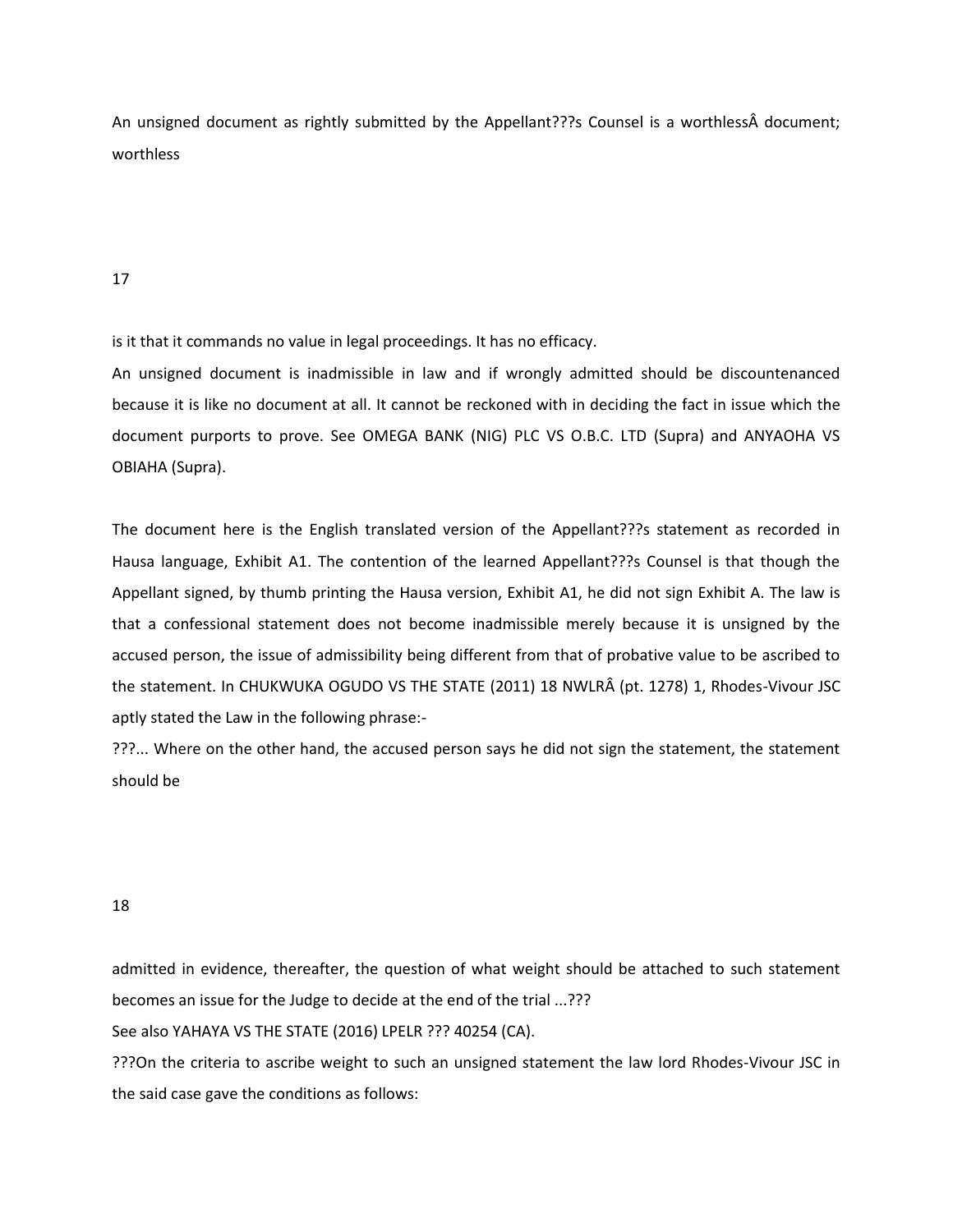An unsigned document as rightly submitted by the Appellant???s Counsel is a worthlessÂ document; worthless is it that it commands no value in legal proceedings. It has no efficacy.

An unsigned document is inadmissible in law and if wrongly admitted should be discountenanced because it is like no document at all. It cannot be reckoned with in deciding the fact in issue which the document purports to prove. See OMEGA BANK (NIG) PLC VS O.B.C. LTD (Supra) and ANYAOHA VS OBIAHA (Supra).

The document here is the English translated version of the Appellant???s statement as recorded in Hausa language, Exhibit A1. The contention of the learned Appellant???s Counsel is that though the Appellant signed, by thumb printing the Hausa version, Exhibit A1, he did not sign Exhibit A. The law is that a confessional statement does not become inadmissible merely because it is unsigned by the accused person, the issue of admissibility being different from that of probative value to be ascribed to the statement. In CHUKWUKA OGUDO VS THE STATE (2011) 18 NWLRÂ (pt. 1278) 1, Rhodes-Vivour JSC aptly stated the Law in the following phrase:-

???... Where on the other hand, the accused person says he did not sign the statement, the statement should be admitted in evidence, thereafter, the question of what weight should be attached to such statement becomes an issue for the Judge to decide at the end of the trial ...???

See also YAHAYA VS THE STATE (2016) LPELR ??? 40254 (CA).

???On the criteria to ascribe weight to such an unsigned statement the law lord Rhodes-Vivour JSC in the said case gave the conditions as follows: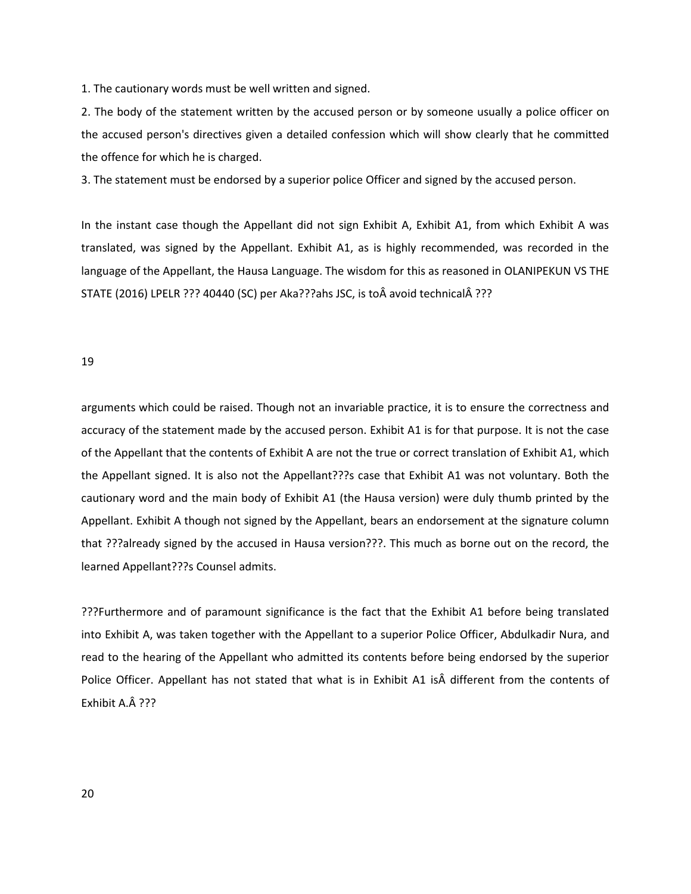1. The cautionary words must be well written and signed.

2. The body of the statement written by the accused person or by someone usually a police officer on the accused person's directives given a detailed confession which will show clearly that he committed the offence for which he is charged.

3. The statement must be endorsed by a superior police Officer and signed by the accused person.

In the instant case though the Appellant did not sign Exhibit A, Exhibit A1, from which Exhibit A was translated, was signed by the Appellant. Exhibit A1, as is highly recommended, was recorded in the language of the Appellant, the Hausa Language. The wisdom for this as reasoned in OLANIPEKUN VS THE STATE (2016) LPELR ??? 40440 (SC) per Aka???ahs JSC, is toÂ avoid technicalÂ ???

arguments which could be raised. Though not an invariable practice, it is to ensure the correctness and accuracy of the statement made by the accused person. Exhibit A1 is for that purpose. It is not the case of the Appellant that the contents of Exhibit A are not the true or correct translation of Exhibit A1, which the Appellant signed. It is also not the Appellant???s case that Exhibit A1 was not voluntary. Both the cautionary word and the main body of Exhibit A1 (the Hausa version) were duly thumb printed by the Appellant. Exhibit A though not signed by the Appellant, bears an endorsement at the signature column that ???already signed by the accused in Hausa version???. This much as borne out on the record, the learned Appellant???s Counsel admits.

???Furthermore and of paramount significance is the fact that the Exhibit A1 before being translated into Exhibit A, was taken together with the Appellant to a superior Police Officer, Abdulkadir Nura, and read to the hearing of the Appellant who admitted its contents before being endorsed by the superior Police Officer. Appellant has not stated that what is in Exhibit A1 isÂ different from the contents of Exhibit A.Â ???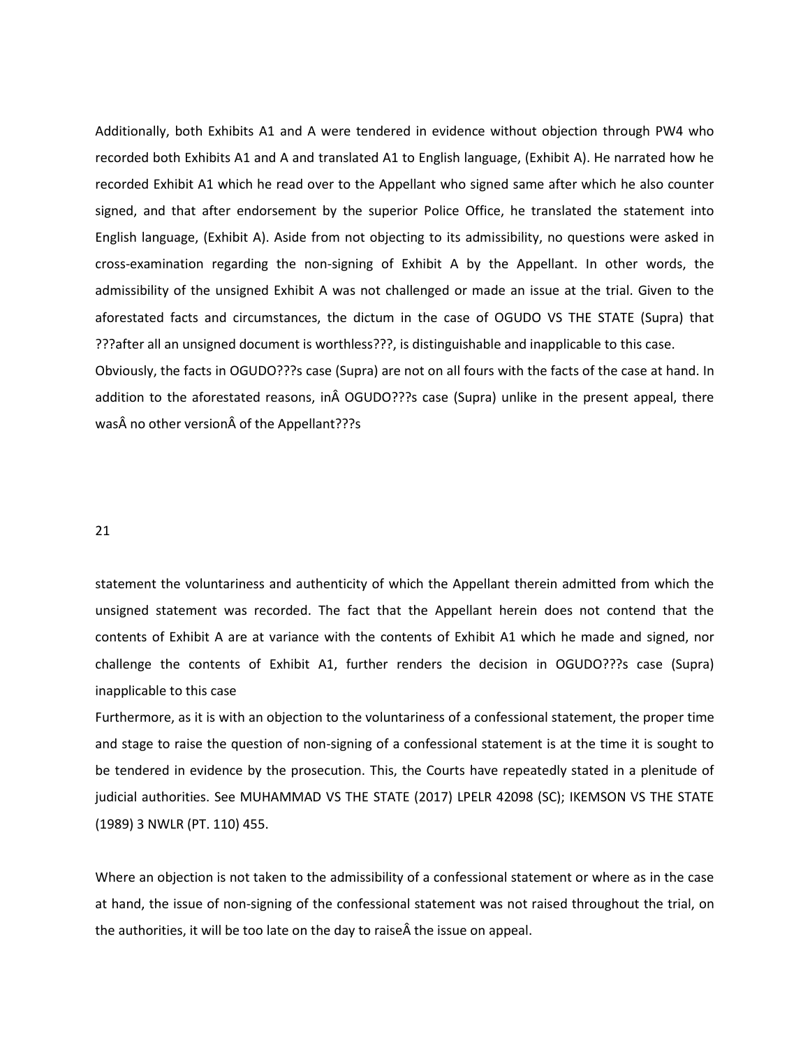Additionally, both Exhibits A1 and A were tendered in evidence without objection through PW4 who recorded both Exhibits A1 and A and translated A1 to English language, (Exhibit A). He narrated how he recorded Exhibit A1 which he read over to the Appellant who signed same after which he also counter signed, and that after endorsement by the superior Police Office, he translated the statement into English language, (Exhibit A). Aside from not objecting to its admissibility, no questions were asked in cross-examination regarding the non-signing of Exhibit A by the Appellant. In other words, the admissibility of the unsigned Exhibit A was not challenged or made an issue at the trial. Given to the aforestated facts and circumstances, the dictum in the case of OGUDO VS THE STATE (Supra) that ???after all an unsigned document is worthless???, is distinguishable and inapplicable to this case.

Obviously, the facts in OGUDO???s case (Supra) are not on all fours with the facts of the case at hand. In addition to the aforestated reasons, inÂ OGUDO???s case (Supra) unlike in the present appeal, there wasÂ no other versionÂ of the Appellant???s statement the voluntariness and authenticity of which the Appellant therein admitted from which the unsigned statement was recorded. The fact that the Appellant herein does not contend that the contents of Exhibit A are at variance with the contents of Exhibit A1 which he made and signed, nor challenge the contents of Exhibit A1, further renders the decision in OGUDO???s case (Supra) inapplicable to this case

Furthermore, as it is with an objection to the voluntariness of a confessional statement, the proper time and stage to raise the question of non-signing of a confessional statement is at the time it is sought to be tendered in evidence by the prosecution. This, the Courts have repeatedly stated in a plenitude of judicial authorities. See MUHAMMAD VS THE STATE (2017) LPELR 42098 (SC); IKEMSON VS THE STATE (1989) 3 NWLR (PT. 110) 455.

Where an objection is not taken to the admissibility of a confessional statement or where as in the case at hand, the issue of non-signing of the confessional statement was not raised throughout the trial, on the authorities, it will be too late on the day to raiseÂ the issue on appeal.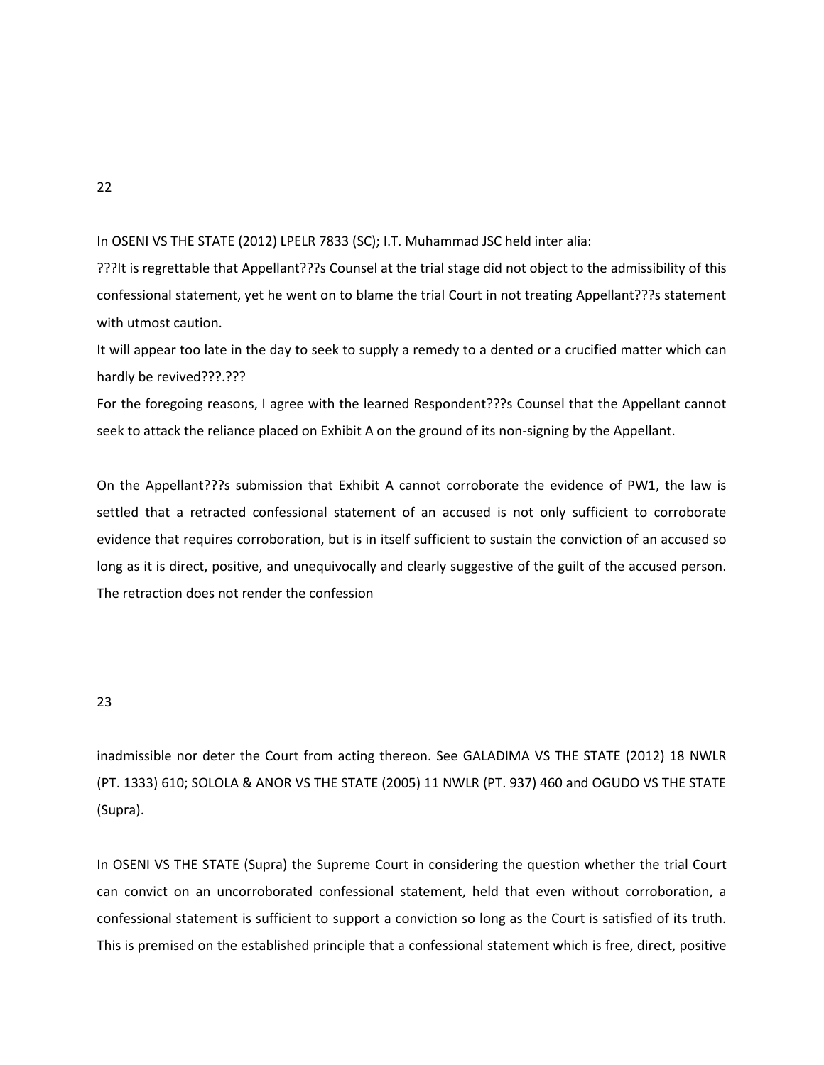In OSENI VS THE STATE (2012) LPELR 7833 (SC); I.T. Muhammad JSC held inter alia:

???It is regrettable that Appellant???s Counsel at the trial stage did not object to the admissibility of this confessional statement, yet he went on to blame the trial Court in not treating Appellant???s statement with utmost caution.

It will appear too late in the day to seek to supply a remedy to a dented or a crucified matter which can hardly be revived???.???

For the foregoing reasons, I agree with the learned Respondent???s Counsel that the Appellant cannot seek to attack the reliance placed on Exhibit A on the ground of its non-signing by the Appellant.

On the Appellant???s submission that Exhibit A cannot corroborate the evidence of PW1, the law is settled that a retracted confessional statement of an accused is not only sufficient to corroborate evidence that requires corroboration, but is in itself sufficient to sustain the conviction of an accused so long as it is direct, positive, and unequivocally and clearly suggestive of the guilt of the accused person. The retraction does not render the confession inadmissible nor deter the Court from acting thereon. See GALADIMA VS THE STATE (2012) 18 NWLR (PT. 1333) 610; SOLOLA & ANOR VS THE STATE (2005) 11 NWLR (PT. 937) 460 and OGUDO VS THE STATE (Supra).

In OSENI VS THE STATE (Supra) the Supreme Court in considering the question whether the trial Court can convict on an uncorroborated confessional statement, held that even without corroboration, a confessional statement is sufficient to support a conviction so long as the Court is satisfied of its truth. This is premised on the established principle that a confessional statement which is free, direct, positive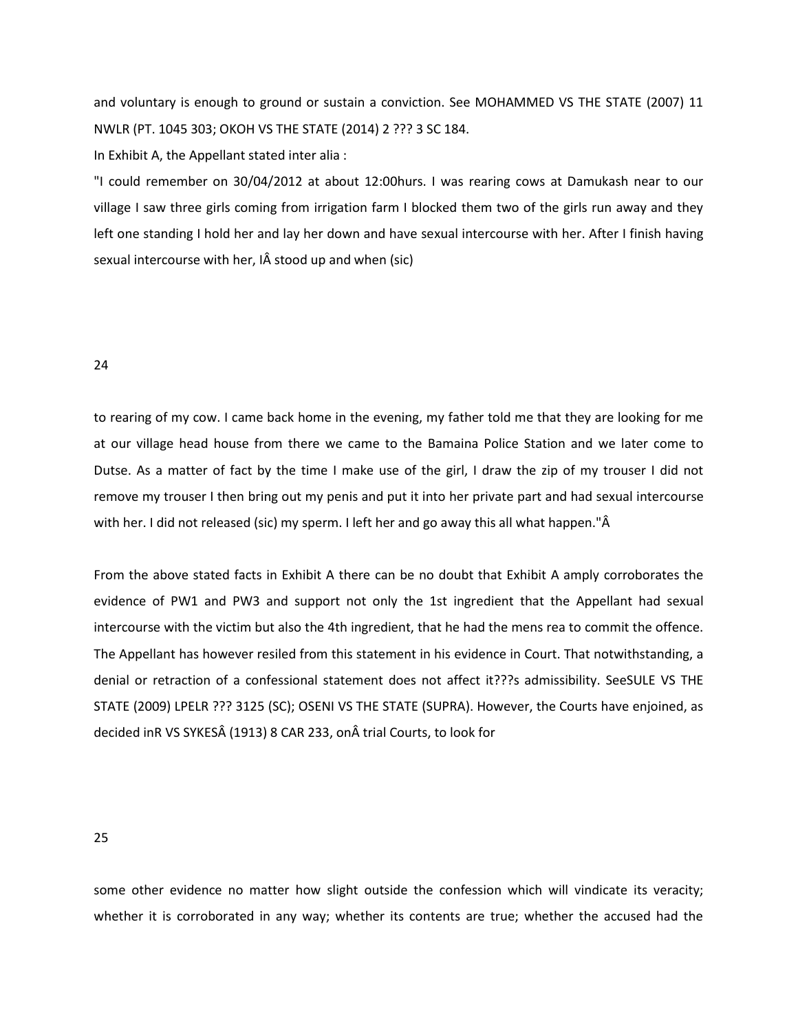and voluntary is enough to ground or sustain a conviction. See MOHAMMED VS THE STATE (2007) 11 NWLR (PT. 1045 303; OKOH VS THE STATE (2014) 2 ??? 3 SC 184.

In Exhibit A, the Appellant stated inter alia :

"I could remember on 30/04/2012 at about 12:00hurs. I was rearing cows at Damukash near to our village I saw three girls coming from irrigation farm I blocked them two of the girls run away and they left one standing I hold her and lay her down and have sexual intercourse with her. After I finish having sexual intercourse with her, IÂ stood up and when (sic)

to rearing of my cow. I came back home in the evening, my father told me that they are looking for me at our village head house from there we came to the Bamaina Police Station and we later come to Dutse. As a matter of fact by the time I make use of the girl, I draw the zip of my trouser I did not remove my trouser I then bring out my penis and put it into her private part and had sexual intercourse with her. I did not released (sic) my sperm. I left her and go away this all what happen."Â

From the above stated facts in Exhibit A there can be no doubt that Exhibit A amply corroborates the evidence of PW1 and PW3 and support not only the 1st ingredient that the Appellant had sexual intercourse with the victim but also the 4th ingredient, that he had the mens rea to commit the offence. The Appellant has however resiled from this statement in his evidence in Court. That notwithstanding, a denial or retraction of a confessional statement does not affect it???s admissibility. SeeSULE VS THE STATE (2009) LPELR ??? 3125 (SC); OSENI VS THE STATE (SUPRA). However, the Courts have enjoined, as decided inR VS SYKESÂ (1913) 8 CAR 233, onÂ trial Courts, to look for

some other evidence no matter how slight outside the confession which will vindicate its veracity; whether it is corroborated in any way; whether its contents are true; whether the accused had the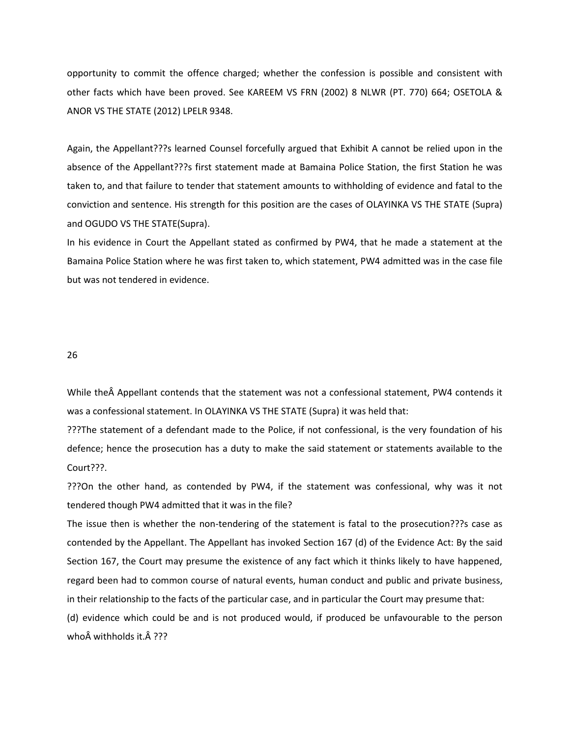opportunity to commit the offence charged; whether the confession is possible and consistent with other facts which have been proved. See KAREEM VS FRN (2002) 8 NLWR (PT. 770) 664; OSETOLA & ANOR VS THE STATE (2012) LPELR 9348.

Again, the Appellant???s learned Counsel forcefully argued that Exhibit A cannot be relied upon in the absence of the Appellant???s first statement made at Bamaina Police Station, the first Station he was taken to, and that failure to tender that statement amounts to withholding of evidence and fatal to the conviction and sentence. His strength for this position are the cases of OLAYINKA VS THE STATE (Supra) and OGUDO VS THE STATE(Supra).

In his evidence in Court the Appellant stated as confirmed by PW4, that he made a statement at the Bamaina Police Station where he was first taken to, which statement, PW4 admitted was in the case file but was not tendered in evidence.

While theÂ Appellant contends that the statement was not a confessional statement, PW4 contends it was a confessional statement. In OLAYINKA VS THE STATE (Supra) it was held that:

???The statement of a defendant made to the Police, if not confessional, is the very foundation of his defence; hence the prosecution has a duty to make the said statement or statements available to the Court???.

???On the other hand, as contended by PW4, if the statement was confessional, why was it not tendered though PW4 admitted that it was in the file?

The issue then is whether the non-tendering of the statement is fatal to the prosecution???s case as contended by the Appellant. The Appellant has invoked Section 167 (d) of the Evidence Act: By the said Section 167, the Court may presume the existence of any fact which it thinks likely to have happened, regard been had to common course of natural events, human conduct and public and private business, in their relationship to the facts of the particular case, and in particular the Court may presume that:

(d) evidence which could be and is not produced would, if produced be unfavourable to the person whoÂ withholds it.Â ???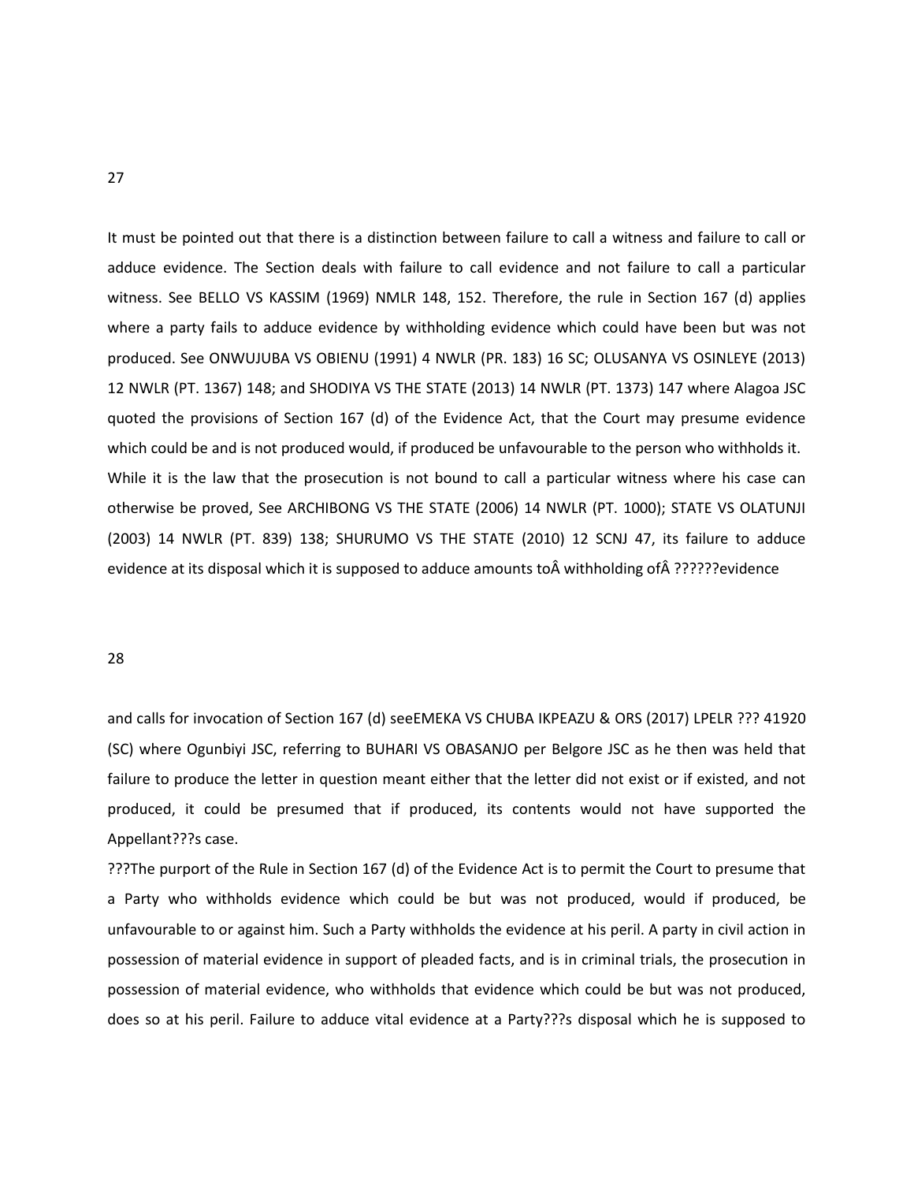It must be pointed out that there is a distinction between failure to call a witness and failure to call or adduce evidence. The Section deals with failure to call evidence and not failure to call a particular witness. See BELLO VS KASSIM (1969) NMLR 148, 152. Therefore, the rule in Section 167 (d) applies where a party fails to adduce evidence by withholding evidence which could have been but was not produced. See ONWUJUBA VS OBIENU (1991) 4 NWLR (PR. 183) 16 SC; OLUSANYA VS OSINLEYE (2013) 12 NWLR (PT. 1367) 148; and SHODIYA VS THE STATE (2013) 14 NWLR (PT. 1373) 147 where Alagoa JSC quoted the provisions of Section 167 (d) of the Evidence Act, that the Court may presume evidence which could be and is not produced would, if produced be unfavourable to the person who withholds it. While it is the law that the prosecution is not bound to call a particular witness where his case can otherwise be proved, See ARCHIBONG VS THE STATE (2006) 14 NWLR (PT. 1000); STATE VS OLATUNJI (2003) 14 NWLR (PT. 839) 138; SHURUMO VS THE STATE (2010) 12 SCNJ 47, its failure to adduce evidence at its disposal which it is supposed to adduce amounts toÂ withholding ofÂ ??????evidence

and calls for invocation of Section 167 (d) seeEMEKA VS CHUBA IKPEAZU & ORS (2017) LPELR ??? 41920 (SC) where Ogunbiyi JSC, referring to BUHARI VS OBASANJO per Belgore JSC as he then was held that failure to produce the letter in question meant either that the letter did not exist or if existed, and not produced, it could be presumed that if produced, its contents would not have supported the Appellant???s case.

???The purport of the Rule in Section 167 (d) of the Evidence Act is to permit the Court to presume that a Party who withholds evidence which could be but was not produced, would if produced, be unfavourable to or against him. Such a Party withholds the evidence at his peril. A party in civil action in possession of material evidence in support of pleaded facts, and is in criminal trials, the prosecution in possession of material evidence, who withholds that evidence which could be but was not produced, does so at his peril. Failure to adduce vital evidence at a Party???s disposal which he is supposed to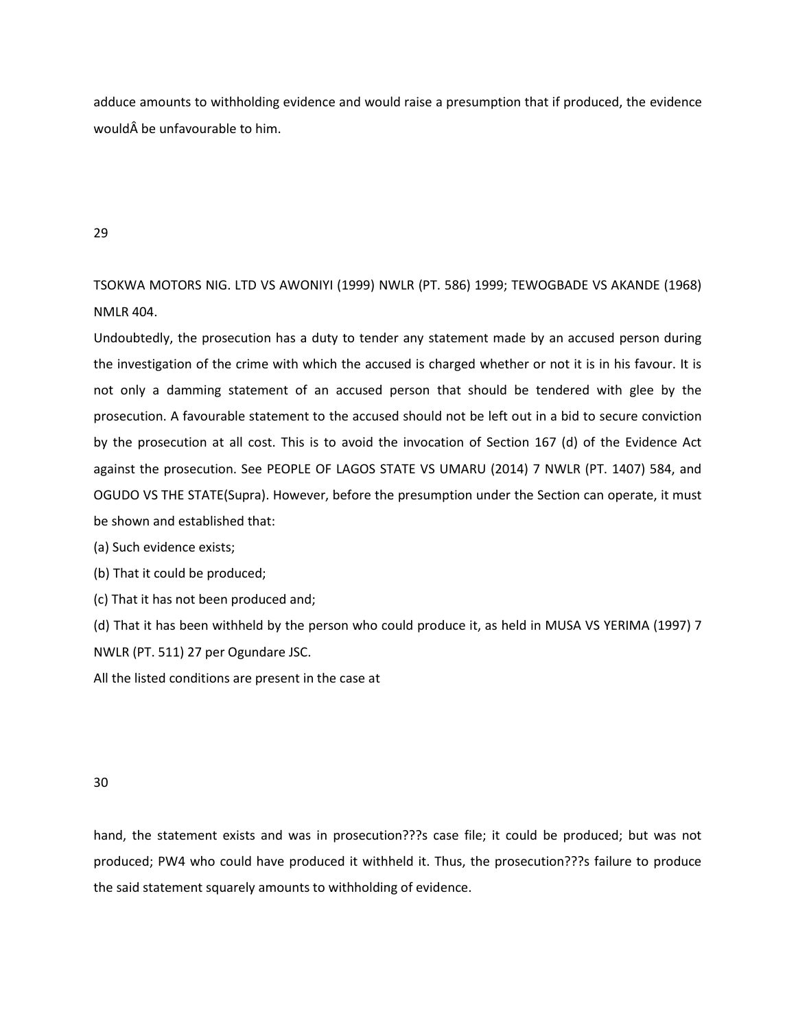adduce amounts to withholding evidence and would raise a presumption that if produced, the evidence wouldÂ be unfavourable to him.

TSOKWA MOTORS NIG. LTD VS AWONIYI (1999) NWLR (PT. 586) 1999; TEWOGBADE VS AKANDE (1968) NMLR 404.

Undoubtedly, the prosecution has a duty to tender any statement made by an accused person during the investigation of the crime with which the accused is charged whether or not it is in his favour. It is not only a damming statement of an accused person that should be tendered with glee by the prosecution. A favourable statement to the accused should not be left out in a bid to secure conviction by the prosecution at all cost. This is to avoid the invocation of Section 167 (d) of the Evidence Act against the prosecution. See PEOPLE OF LAGOS STATE VS UMARU (2014) 7 NWLR (PT. 1407) 584, and OGUDO VS THE STATE(Supra). However, before the presumption under the Section can operate, it must be shown and established that:

(a) Such evidence exists;

(b) That it could be produced;

(c) That it has not been produced and;

(d) That it has been withheld by the person who could produce it, as held in MUSA VS YERIMA (1997) 7 NWLR (PT. 511) 27 per Ogundare JSC.

All the listed conditions are present in the case at

hand, the statement exists and was in prosecution???s case file; it could be produced; but was not produced; PW4 who could have produced it withheld it. Thus, the prosecution???s failure to produce the said statement squarely amounts to withholding of evidence.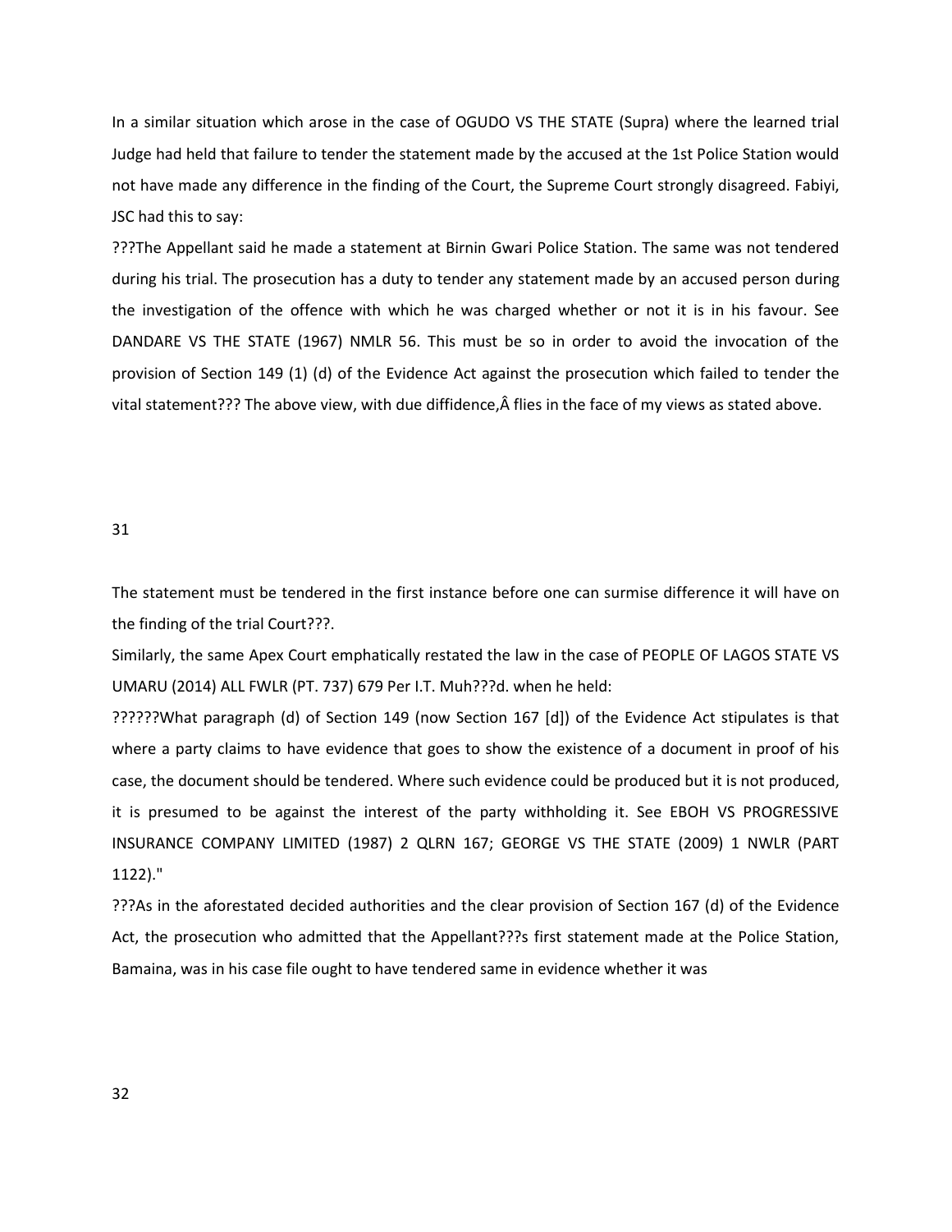In a similar situation which arose in the case of OGUDO VS THE STATE (Supra) where the learned trial Judge had held that failure to tender the statement made by the accused at the 1st Police Station would not have made any difference in the finding of the Court, the Supreme Court strongly disagreed. Fabiyi, JSC had this to say:

???The Appellant said he made a statement at Birnin Gwari Police Station. The same was not tendered during his trial. The prosecution has a duty to tender any statement made by an accused person during the investigation of the offence with which he was charged whether or not it is in his favour. See DANDARE VS THE STATE (1967) NMLR 56. This must be so in order to avoid the invocation of the provision of Section 149 (1) (d) of the Evidence Act against the prosecution which failed to tender the vital statement??? The above view, with due diffidence,Â flies in the face of my views as stated above.

The statement must be tendered in the first instance before one can surmise difference it will have on the finding of the trial Court???.

Similarly, the same Apex Court emphatically restated the law in the case of PEOPLE OF LAGOS STATE VS UMARU (2014) ALL FWLR (PT. 737) 679 Per I.T. Muh???d. when he held:

??????What paragraph (d) of Section 149 (now Section 167 [d]) of the Evidence Act stipulates is that where a party claims to have evidence that goes to show the existence of a document in proof of his case, the document should be tendered. Where such evidence could be produced but it is not produced, it is presumed to be against the interest of the party withholding it. See EBOH VS PROGRESSIVE INSURANCE COMPANY LIMITED (1987) 2 QLRN 167; GEORGE VS THE STATE (2009) 1 NWLR (PART 1122)."

???As in the aforestated decided authorities and the clear provision of Section 167 (d) of the Evidence Act, the prosecution who admitted that the Appellant???s first statement made at the Police Station, Bamaina, was in his case file ought to have tendered same in evidence whether it was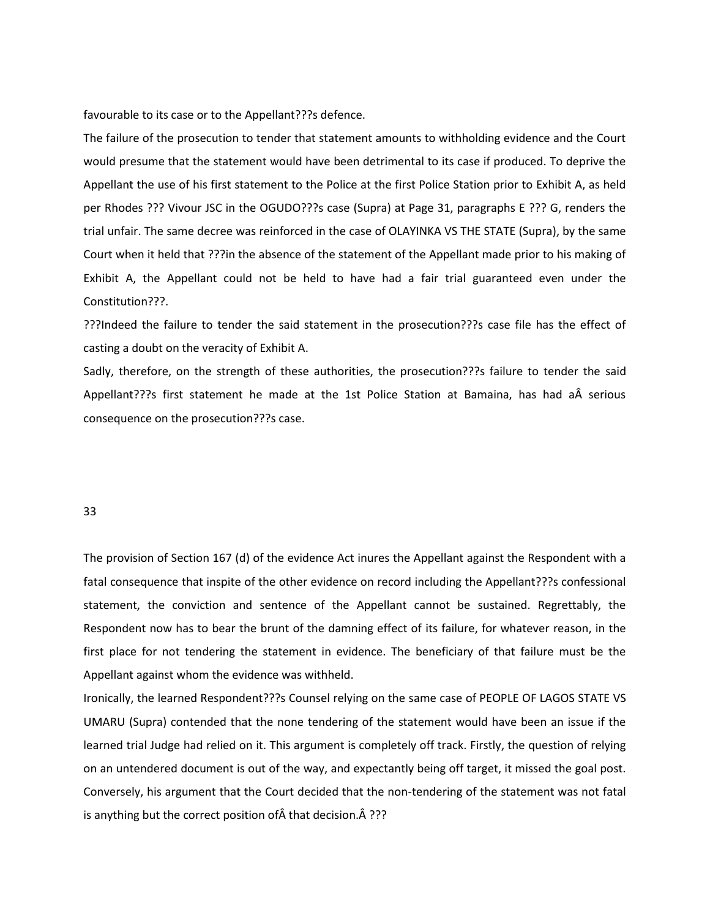favourable to its case or to the Appellant???s defence.

The failure of the prosecution to tender that statement amounts to withholding evidence and the Court would presume that the statement would have been detrimental to its case if produced. To deprive the Appellant the use of his first statement to the Police at the first Police Station prior to Exhibit A, as held per Rhodes ??? Vivour JSC in the OGUDO???s case (Supra) at Page 31, paragraphs E ??? G, renders the trial unfair. The same decree was reinforced in the case of OLAYINKA VS THE STATE (Supra), by the same Court when it held that ???in the absence of the statement of the Appellant made prior to his making of Exhibit A, the Appellant could not be held to have had a fair trial guaranteed even under the Constitution???.

???Indeed the failure to tender the said statement in the prosecution???s case file has the effect of casting a doubt on the veracity of Exhibit A.

Sadly, therefore, on the strength of these authorities, the prosecution???s failure to tender the said Appellant???s first statement he made at the 1st Police Station at Bamaina, has had aÂ serious consequence on the prosecution???s case.

The provision of Section 167 (d) of the evidence Act inures the Appellant against the Respondent with a fatal consequence that inspite of the other evidence on record including the Appellant???s confessional statement, the conviction and sentence of the Appellant cannot be sustained. Regrettably, the Respondent now has to bear the brunt of the damning effect of its failure, for whatever reason, in the first place for not tendering the statement in evidence. The beneficiary of that failure must be the Appellant against whom the evidence was withheld.

Ironically, the learned Respondent???s Counsel relying on the same case of PEOPLE OF LAGOS STATE VS UMARU (Supra) contended that the none tendering of the statement would have been an issue if the learned trial Judge had relied on it. This argument is completely off track. Firstly, the question of relying on an untendered document is out of the way, and expectantly being off target, it missed the goal post. Conversely, his argument that the Court decided that the non-tendering of the statement was not fatal is anything but the correct position ofÂ that decision.Â ???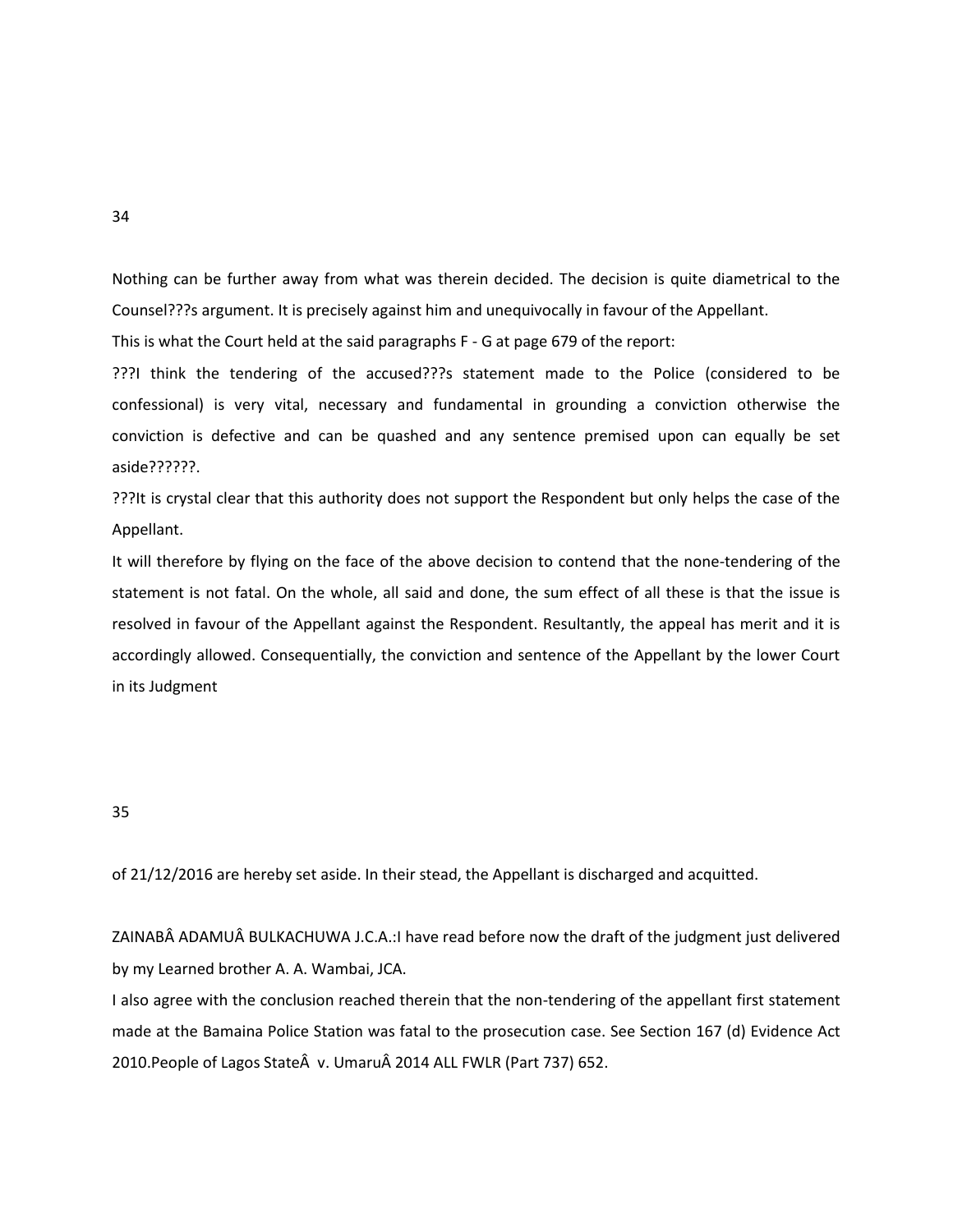Nothing can be further away from what was therein decided. The decision is quite diametrical to the Counsel???s argument. It is precisely against him and unequivocally in favour of the Appellant.

This is what the Court held at the said paragraphs F - G at page 679 of the report:

???I think the tendering of the accused???s statement made to the Police (considered to be confessional) is very vital, necessary and fundamental in grounding a conviction otherwise the conviction is defective and can be quashed and any sentence premised upon can equally be set aside??????.

???It is crystal clear that this authority does not support the Respondent but only helps the case of the Appellant.

It will therefore by flying on the face of the above decision to contend that the none-tendering of the statement is not fatal. On the whole, all said and done, the sum effect of all these is that the issue is resolved in favour of the Appellant against the Respondent. Resultantly, the appeal has merit and it is accordingly allowed. Consequentially, the conviction and sentence of the Appellant by the lower Court in its Judgment of 21/12/2016 are hereby set aside. In their stead, the Appellant is discharged and acquitted.

ZAINABÂ ADAMUÂ BULKACHUWA J.C.A.:I have read before now the draft of the judgment just delivered by my Learned brother A. A. Wambai, JCA.

I also agree with the conclusion reached therein that the non-tendering of the appellant first statement made at the Bamaina Police Station was fatal to the prosecution case. See Section 167 (d) Evidence Act 2010.People of Lagos StateÂ  v. UmaruÂ 2014 ALL FWLR (Part 737) 652.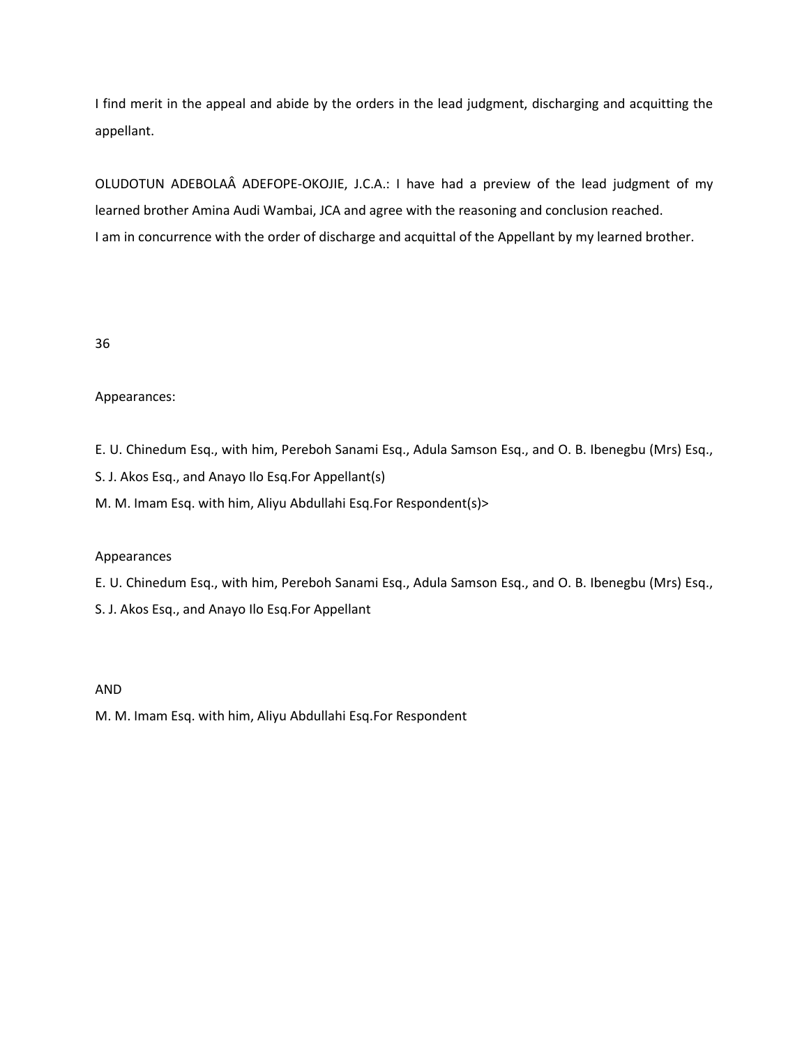I find merit in the appeal and abide by the orders in the lead judgment, discharging and acquitting the appellant.

OLUDOTUN ADEBOLAÂ ADEFOPE-OKOJIE, J.C.A.: I have had a preview of the lead judgment of my learned brother Amina Audi Wambai, JCA and agree with the reasoning and conclusion reached.
I am in concurrence with the order of discharge and acquittal of the Appellant by my learned brother.

Appearances:

E. U. Chinedum Esq., with him, Pereboh Sanami Esq., Adula Samson Esq., and O. B. Ibenegbu (Mrs) Esq., S. J. Akos Esq., and Anayo Ilo Esq.For Appellant(s)
M. M. Imam Esq. with him, Aliyu Abdullahi Esq.For Respondent(s)>

Appearances
E. U. Chinedum Esq., with him, Pereboh Sanami Esq., Adula Samson Esq., and O. B. Ibenegbu (Mrs) Esq., S. J. Akos Esq., and Anayo Ilo Esq.For Appellant

AND
M. M. Imam Esq. with him, Aliyu Abdullahi Esq.For Respondent